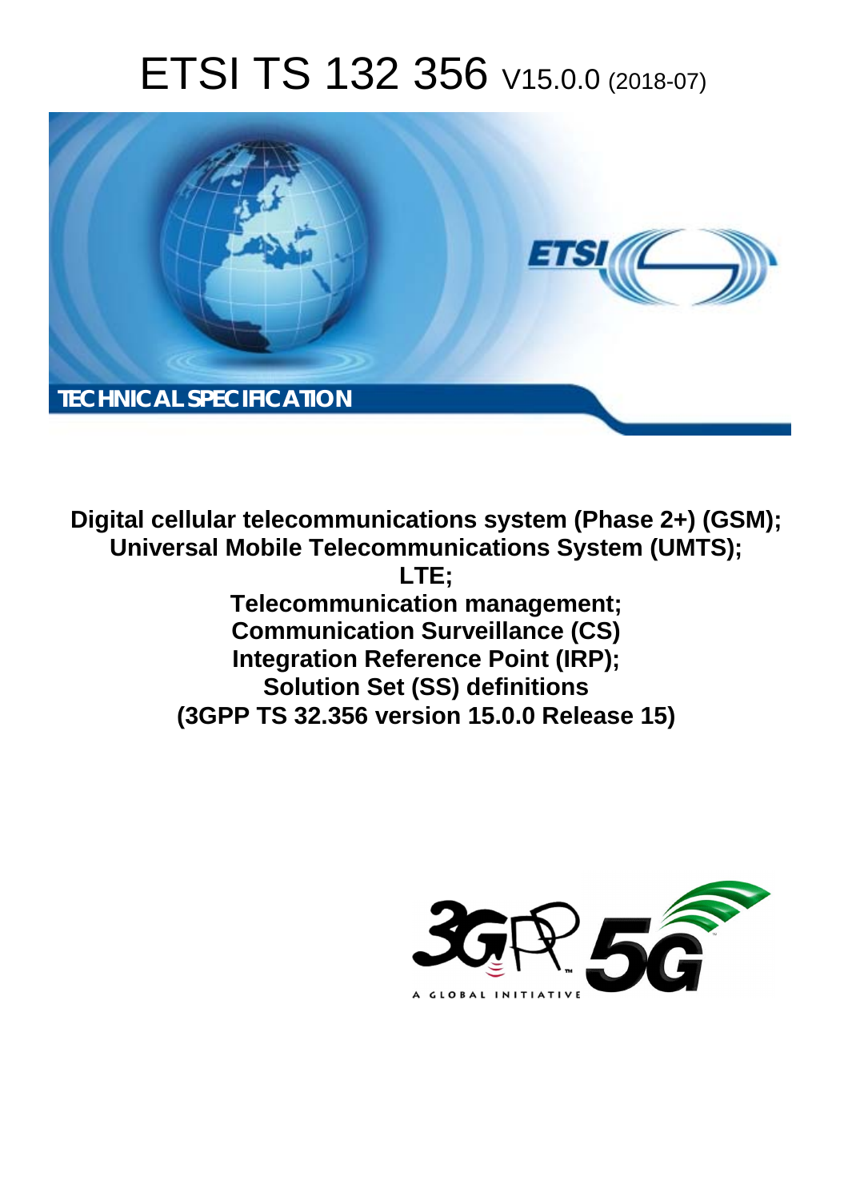# ETSI TS 132 356 V15.0.0 (2018-07)

TECHNICAL SPECIFICATION

**Digital cellular telecommunications system (Phase 2+) (GSM);
Universal Mobile Telecommunications System (UMTS);
LTE;
Telecommunication management;
Communication Surveillance (CS)
Integration Reference Point (IRP);
Solution Set (SS) definitions
(3GPP TS 32.356 version 15.0.0 Release 15)**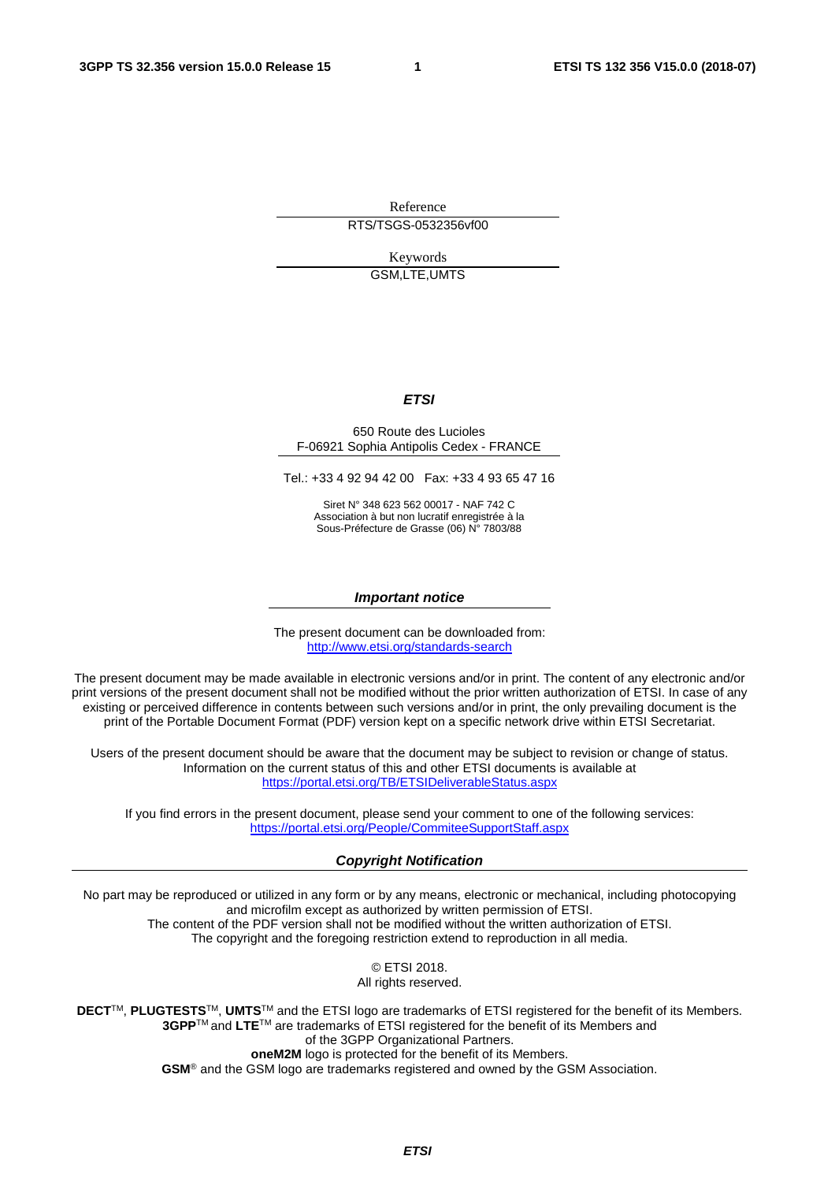Reference

RTS/TSGS-0532356vf00

Keywords

GSM,LTE,UMTS

***ETSI***

650 Route des Lucioles
F-06921 Sophia Antipolis Cedex - FRANCE

Tel.: +33 4 92 94 42 00   Fax: +33 4 93 65 47 16

Siret N° 348 623 562 00017 - NAF 742 C
Association à but non lucratif enregistrée à la
Sous-Préfecture de Grasse (06) N° 7803/88

***Important notice***

The present document can be downloaded from:
http://www.etsi.org/standards-search

The present document may be made available in electronic versions and/or in print. The content of any electronic and/or print versions of the present document shall not be modified without the prior written authorization of ETSI. In case of any existing or perceived difference in contents between such versions and/or in print, the only prevailing document is the print of the Portable Document Format (PDF) version kept on a specific network drive within ETSI Secretariat.

Users of the present document should be aware that the document may be subject to revision or change of status. Information on the current status of this and other ETSI documents is available at
https://portal.etsi.org/TB/ETSIDeliverableStatus.aspx

If you find errors in the present document, please send your comment to one of the following services:
https://portal.etsi.org/People/CommiteeSupportStaff.aspx

***Copyright Notification***

No part may be reproduced or utilized in any form or by any means, electronic or mechanical, including photocopying and microfilm except as authorized by written permission of ETSI.
The content of the PDF version shall not be modified without the written authorization of ETSI.
The copyright and the foregoing restriction extend to reproduction in all media.

© ETSI 2018.
All rights reserved.

**DECT**TM, **PLUGTESTS**TM, **UMTS**TM and the ETSI logo are trademarks of ETSI registered for the benefit of its Members.
**3GPP**TM and **LTE**TM are trademarks of ETSI registered for the benefit of its Members and of the 3GPP Organizational Partners.
**oneM2M** logo is protected for the benefit of its Members.
**GSM**® and the GSM logo are trademarks registered and owned by the GSM Association.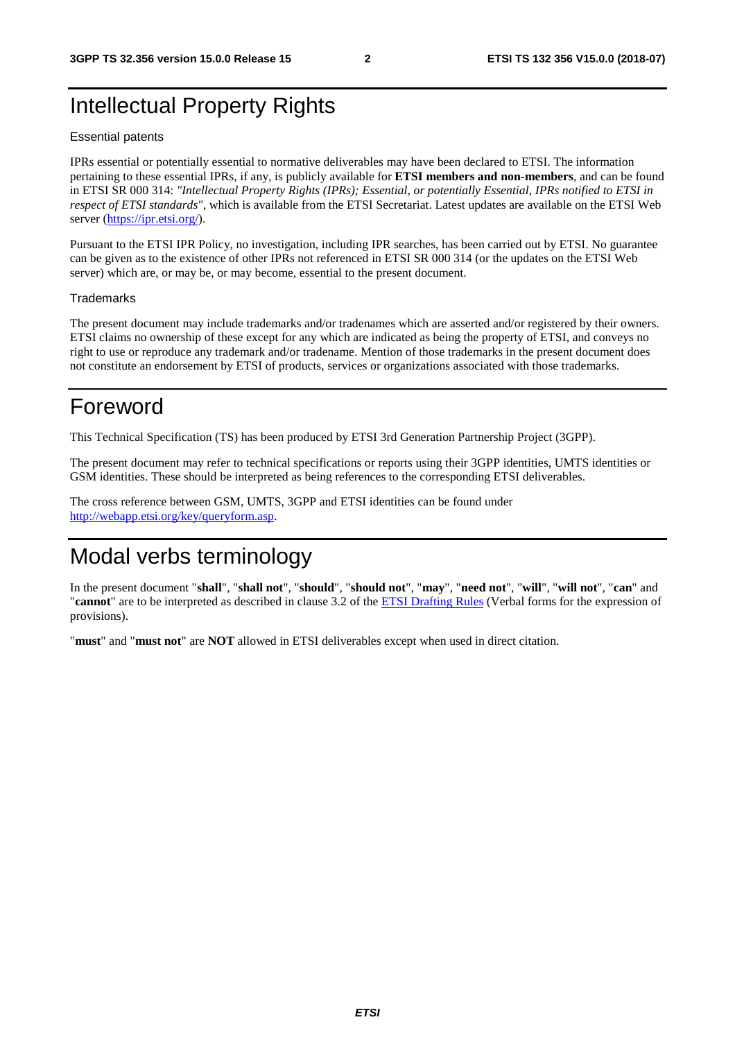# Intellectual Property Rights

Essential patents

IPRs essential or potentially essential to normative deliverables may have been declared to ETSI. The information pertaining to these essential IPRs, if any, is publicly available for **ETSI members and non-members**, and can be found in ETSI SR 000 314: *"Intellectual Property Rights (IPRs); Essential, or potentially Essential, IPRs notified to ETSI in respect of ETSI standards"*, which is available from the ETSI Secretariat. Latest updates are available on the ETSI Web server (https://ipr.etsi.org/).

Pursuant to the ETSI IPR Policy, no investigation, including IPR searches, has been carried out by ETSI. No guarantee can be given as to the existence of other IPRs not referenced in ETSI SR 000 314 (or the updates on the ETSI Web server) which are, or may be, or may become, essential to the present document.

Trademarks

The present document may include trademarks and/or tradenames which are asserted and/or registered by their owners. ETSI claims no ownership of these except for any which are indicated as being the property of ETSI, and conveys no right to use or reproduce any trademark and/or tradename. Mention of those trademarks in the present document does not constitute an endorsement by ETSI of products, services or organizations associated with those trademarks.

# Foreword

This Technical Specification (TS) has been produced by ETSI 3rd Generation Partnership Project (3GPP).

The present document may refer to technical specifications or reports using their 3GPP identities, UMTS identities or GSM identities. These should be interpreted as being references to the corresponding ETSI deliverables.

The cross reference between GSM, UMTS, 3GPP and ETSI identities can be found under http://webapp.etsi.org/key/queryform.asp.

# Modal verbs terminology

In the present document "**shall**", "**shall not**", "**should**", "**should not**", "**may**", "**need not**", "**will**", "**will not**", "**can**" and "**cannot**" are to be interpreted as described in clause 3.2 of the ETSI Drafting Rules (Verbal forms for the expression of provisions).

"**must**" and "**must not**" are **NOT** allowed in ETSI deliverables except when used in direct citation.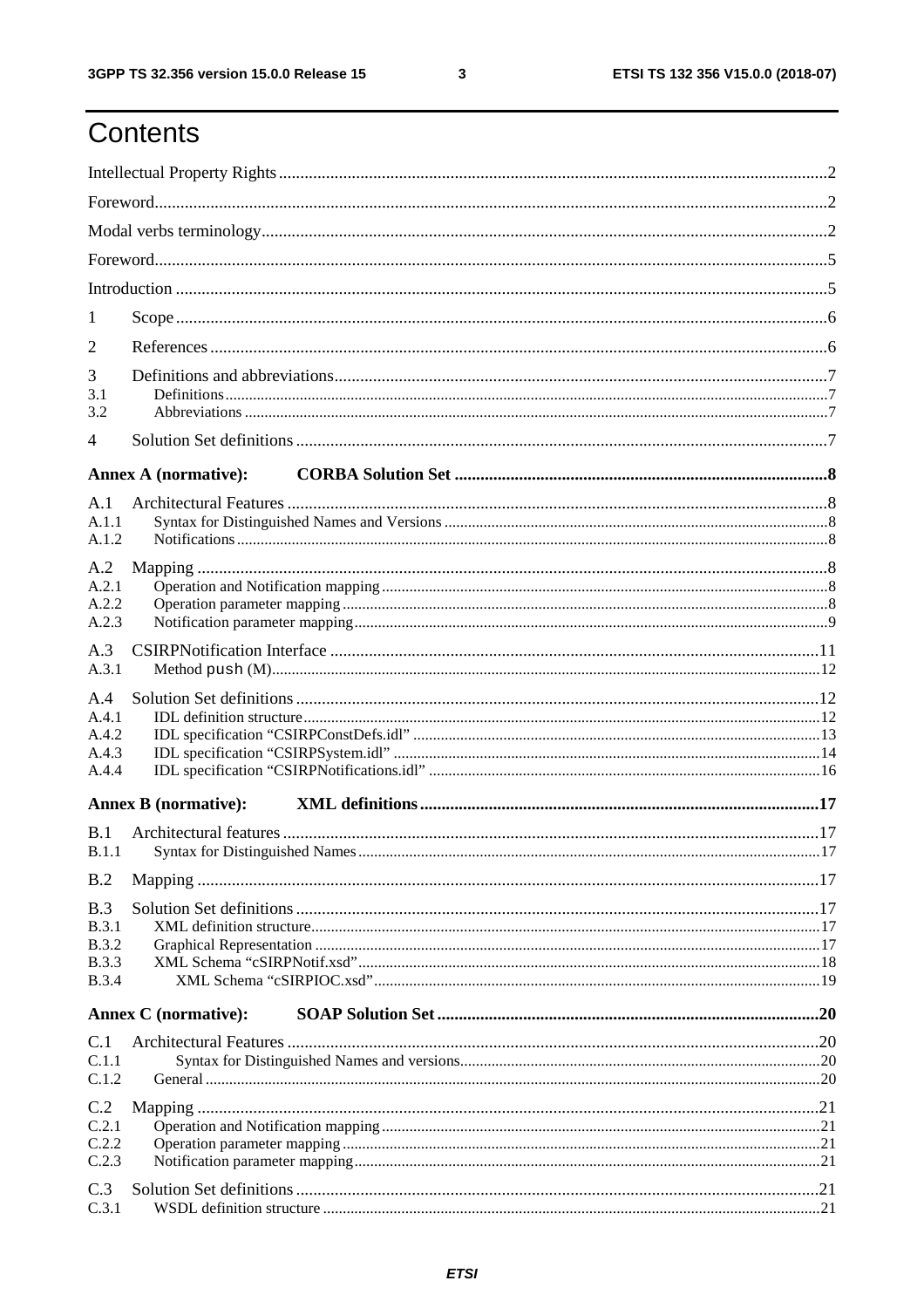# Contents

Intellectual Property Rights ..... 2

Foreword ..... 2

Modal verbs terminology ..... 2

Foreword ..... 5

Introduction ..... 5

1 Scope ..... 6

2 References ..... 6

3 Definitions and abbreviations ..... 7
- 3.1 Definitions ..... 7
- 3.2 Abbreviations ..... 7

4 Solution Set definitions ..... 7

**Annex A (normative): CORBA Solution Set ..... 8**

A.1 Architectural Features ..... 8
- A.1.1 Syntax for Distinguished Names and Versions ..... 8
- A.1.2 Notifications ..... 8

A.2 Mapping ..... 8
- A.2.1 Operation and Notification mapping ..... 8
- A.2.2 Operation parameter mapping ..... 8
- A.2.3 Notification parameter mapping ..... 9

A.3 CSIRPNotification Interface ..... 11
- A.3.1 Method push (M) ..... 12

A.4 Solution Set definitions ..... 12
- A.4.1 IDL definition structure ..... 12
- A.4.2 IDL specification “CSIRPConstDefs.idl” ..... 13
- A.4.3 IDL specification “CSIRPSystem.idl” ..... 14
- A.4.4 IDL specification “CSIRPNotifications.idl” ..... 16

**Annex B (normative): XML definitions ..... 17**

B.1 Architectural features ..... 17
- B.1.1 Syntax for Distinguished Names ..... 17

B.2 Mapping ..... 17

B.3 Solution Set definitions ..... 17
- B.3.1 XML definition structure ..... 17
- B.3.2 Graphical Representation ..... 17
- B.3.3 XML Schema “cSIRPNotif.xsd” ..... 18
- B.3.4 XML Schema “cSIRPIOC.xsd” ..... 19

**Annex C (normative): SOAP Solution Set ..... 20**

C.1 Architectural Features ..... 20
- C.1.1 Syntax for Distinguished Names and versions ..... 20
- C.1.2 General ..... 20

C.2 Mapping ..... 21
- C.2.1 Operation and Notification mapping ..... 21
- C.2.2 Operation parameter mapping ..... 21
- C.2.3 Notification parameter mapping ..... 21

C.3 Solution Set definitions ..... 21
- C.3.1 WSDL definition structure ..... 21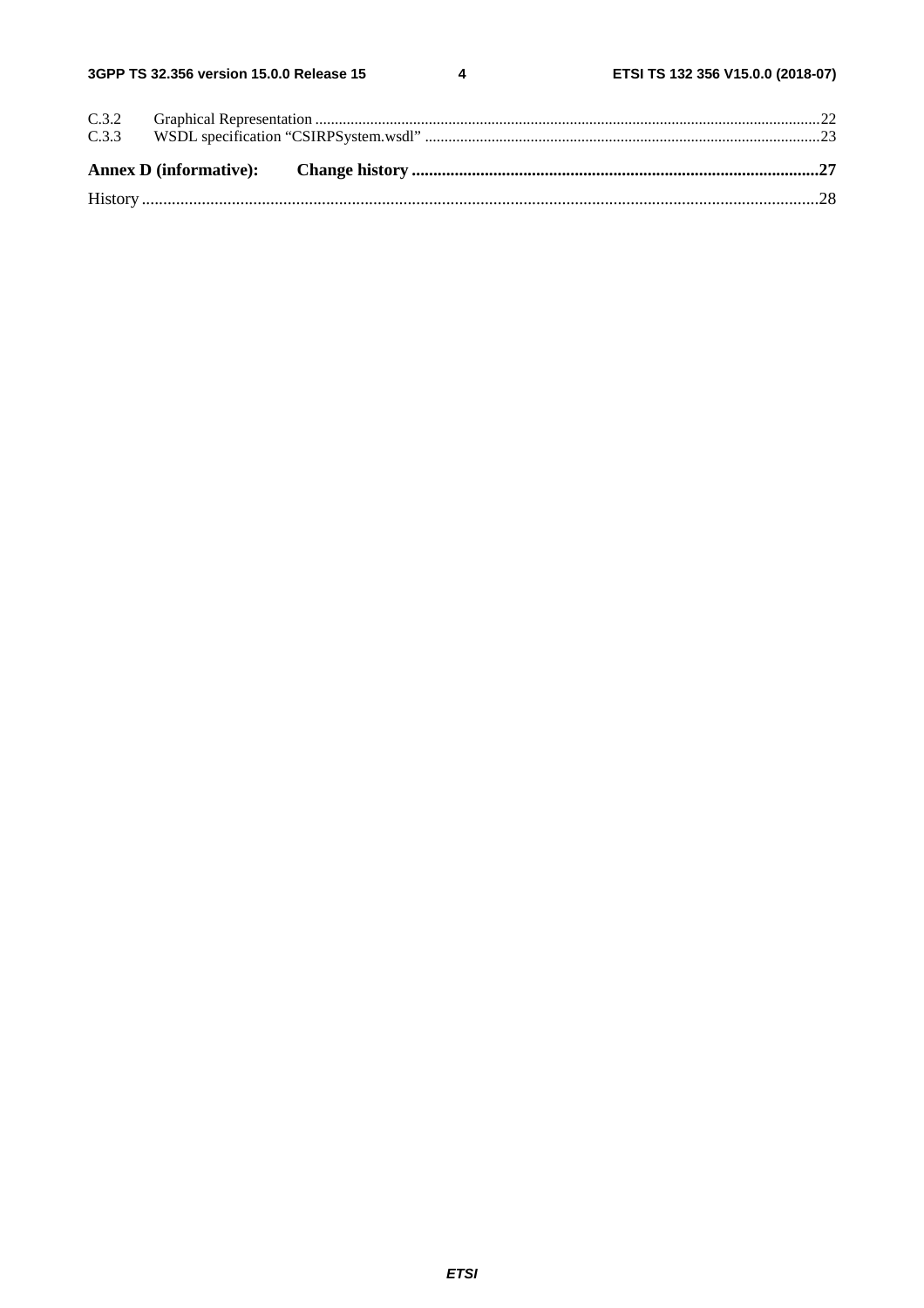C.3.2 Graphical Representation ....................................................................................................................................22
C.3.3 WSDL specification “CSIRPSystem.wsdl” .....................................................................................................23

**Annex D (informative): Change history ...............................................................................................27**

History ..............................................................................................................................................................28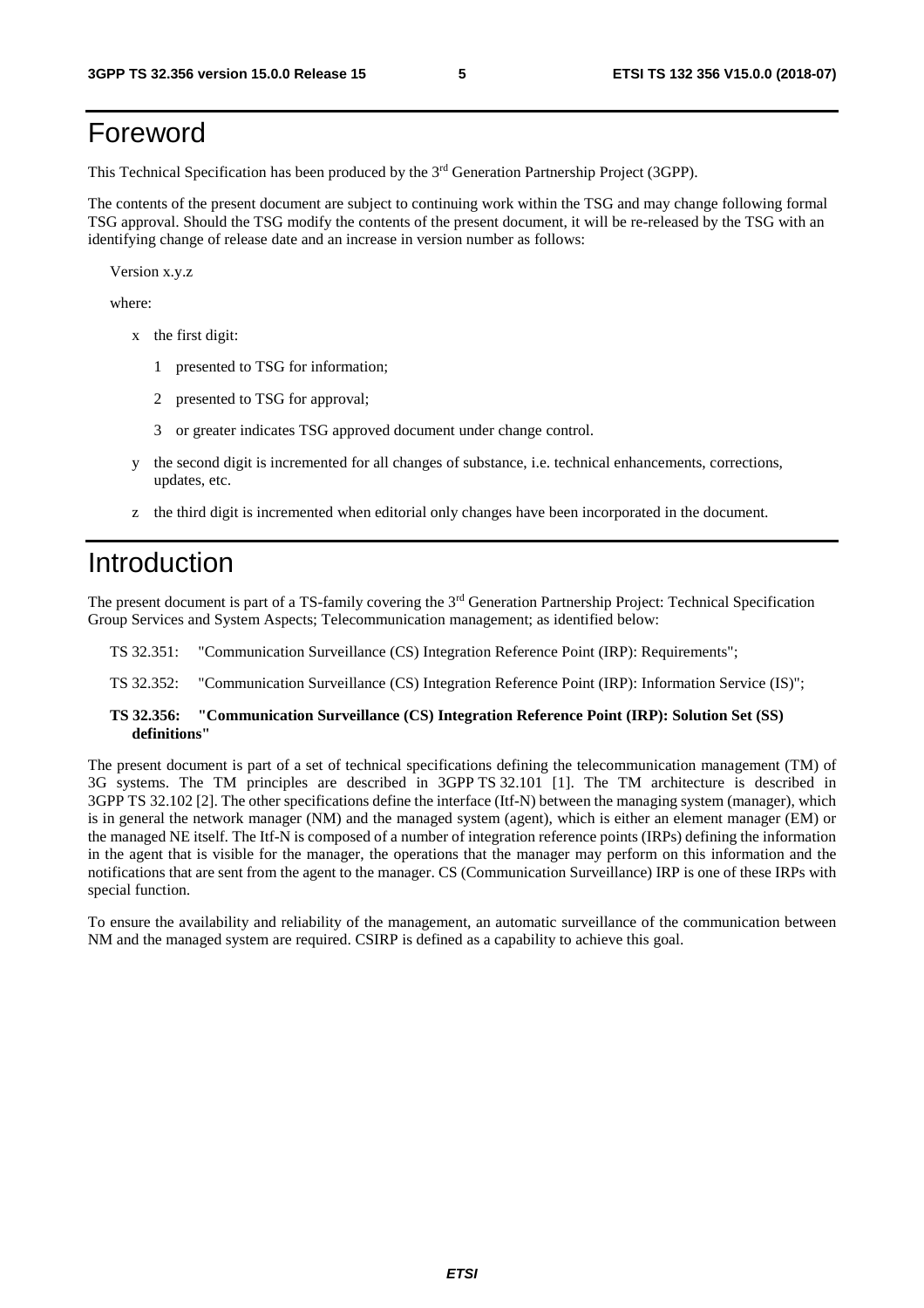# Foreword

This Technical Specification has been produced by the 3rd Generation Partnership Project (3GPP).

The contents of the present document are subject to continuing work within the TSG and may change following formal TSG approval. Should the TSG modify the contents of the present document, it will be re-released by the TSG with an identifying change of release date and an increase in version number as follows:

Version x.y.z

where:

- x the first digit:
  - 1 presented to TSG for information;
  - 2 presented to TSG for approval;
  - 3 or greater indicates TSG approved document under change control.
- y the second digit is incremented for all changes of substance, i.e. technical enhancements, corrections, updates, etc.
- z the third digit is incremented when editorial only changes have been incorporated in the document.

# Introduction

The present document is part of a TS-family covering the 3rd Generation Partnership Project: Technical Specification Group Services and System Aspects; Telecommunication management; as identified below:

TS 32.351: "Communication Surveillance (CS) Integration Reference Point (IRP): Requirements";

TS 32.352: "Communication Surveillance (CS) Integration Reference Point (IRP): Information Service (IS)";

**TS 32.356: "Communication Surveillance (CS) Integration Reference Point (IRP): Solution Set (SS) definitions"**

The present document is part of a set of technical specifications defining the telecommunication management (TM) of 3G systems. The TM principles are described in 3GPP TS 32.101 [1]. The TM architecture is described in 3GPP TS 32.102 [2]. The other specifications define the interface (Itf-N) between the managing system (manager), which is in general the network manager (NM) and the managed system (agent), which is either an element manager (EM) or the managed NE itself. The Itf-N is composed of a number of integration reference points (IRPs) defining the information in the agent that is visible for the manager, the operations that the manager may perform on this information and the notifications that are sent from the agent to the manager. CS (Communication Surveillance) IRP is one of these IRPs with special function.

To ensure the availability and reliability of the management, an automatic surveillance of the communication between NM and the managed system are required. CSIRP is defined as a capability to achieve this goal.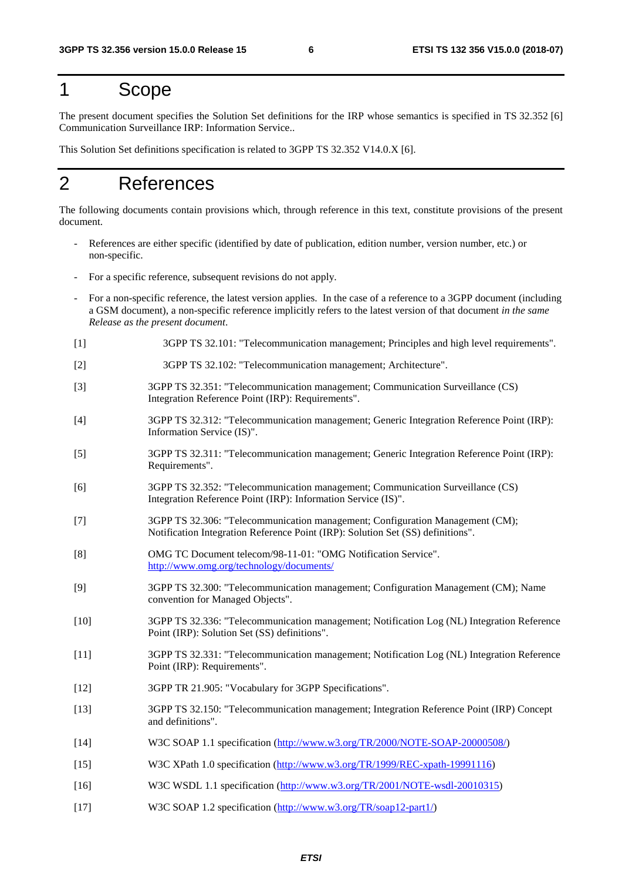# 1 Scope

The present document specifies the Solution Set definitions for the IRP whose semantics is specified in TS 32.352 [6] Communication Surveillance IRP: Information Service..

This Solution Set definitions specification is related to 3GPP TS 32.352 V14.0.X [6].

# 2 References

The following documents contain provisions which, through reference in this text, constitute provisions of the present document.

- References are either specific (identified by date of publication, edition number, version number, etc.) or non-specific.
- For a specific reference, subsequent revisions do not apply.
- For a non-specific reference, the latest version applies. In the case of a reference to a 3GPP document (including a GSM document), a non-specific reference implicitly refers to the latest version of that document *in the same Release as the present document*.

[1] 3GPP TS 32.101: "Telecommunication management; Principles and high level requirements".

[2] 3GPP TS 32.102: "Telecommunication management; Architecture".

[3] 3GPP TS 32.351: "Telecommunication management; Communication Surveillance (CS) Integration Reference Point (IRP): Requirements".

[4] 3GPP TS 32.312: "Telecommunication management; Generic Integration Reference Point (IRP): Information Service (IS)".

[5] 3GPP TS 32.311: "Telecommunication management; Generic Integration Reference Point (IRP): Requirements".

[6] 3GPP TS 32.352: "Telecommunication management; Communication Surveillance (CS) Integration Reference Point (IRP): Information Service (IS)".

[7] 3GPP TS 32.306: "Telecommunication management; Configuration Management (CM); Notification Integration Reference Point (IRP): Solution Set (SS) definitions".

[8] OMG TC Document telecom/98-11-01: "OMG Notification Service". http://www.omg.org/technology/documents/

[9] 3GPP TS 32.300: "Telecommunication management; Configuration Management (CM); Name convention for Managed Objects".

[10] 3GPP TS 32.336: "Telecommunication management; Notification Log (NL) Integration Reference Point (IRP): Solution Set (SS) definitions".

[11] 3GPP TS 32.331: "Telecommunication management; Notification Log (NL) Integration Reference Point (IRP): Requirements".

[12] 3GPP TR 21.905: "Vocabulary for 3GPP Specifications".

[13] 3GPP TS 32.150: "Telecommunication management; Integration Reference Point (IRP) Concept and definitions".

[14] W3C SOAP 1.1 specification (http://www.w3.org/TR/2000/NOTE-SOAP-20000508/)

[15] W3C XPath 1.0 specification (http://www.w3.org/TR/1999/REC-xpath-19991116)

[16] W3C WSDL 1.1 specification (http://www.w3.org/TR/2001/NOTE-wsdl-20010315)

[17] W3C SOAP 1.2 specification (http://www.w3.org/TR/soap12-part1/)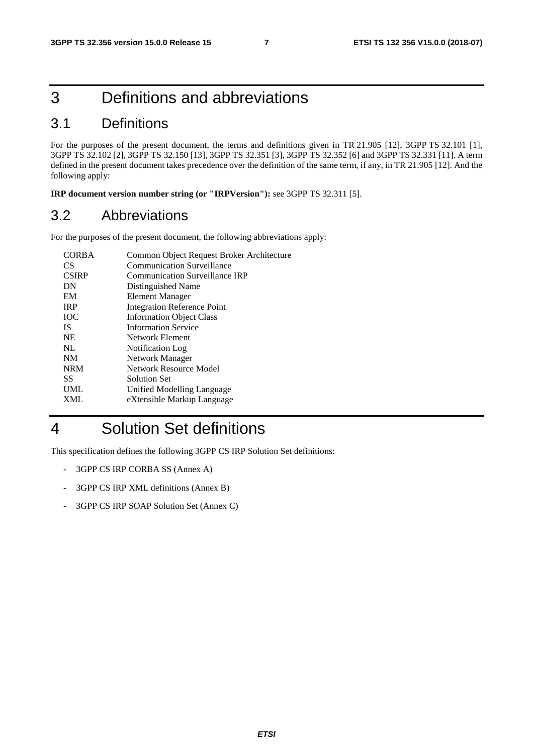# 3 Definitions and abbreviations

## 3.1 Definitions

For the purposes of the present document, the terms and definitions given in TR 21.905 [12], 3GPP TS 32.101 [1], 3GPP TS 32.102 [2], 3GPP TS 32.150 [13], 3GPP TS 32.351 [3], 3GPP TS 32.352 [6] and 3GPP TS 32.331 [11]. A term defined in the present document takes precedence over the definition of the same term, if any, in TR 21.905 [12]. And the following apply:

**IRP document version number string (or "IRPVersion"):** see 3GPP TS 32.311 [5].

## 3.2 Abbreviations

For the purposes of the present document, the following abbreviations apply:

| | |
|---|---|
| CORBA | Common Object Request Broker Architecture |
| CS | Communication Surveillance |
| CSIRP | Communication Surveillance IRP |
| DN | Distinguished Name |
| EM | Element Manager |
| IRP | Integration Reference Point |
| IOC | Information Object Class |
| IS | Information Service |
| NE | Network Element |
| NL | Notification Log |
| NM | Network Manager |
| NRM | Network Resource Model |
| SS | Solution Set |
| UML | Unified Modelling Language |
| XML | eXtensible Markup Language |

# 4 Solution Set definitions

This specification defines the following 3GPP CS IRP Solution Set definitions:

- 3GPP CS IRP CORBA SS (Annex A)
- 3GPP CS IRP XML definitions (Annex B)
- 3GPP CS IRP SOAP Solution Set (Annex C)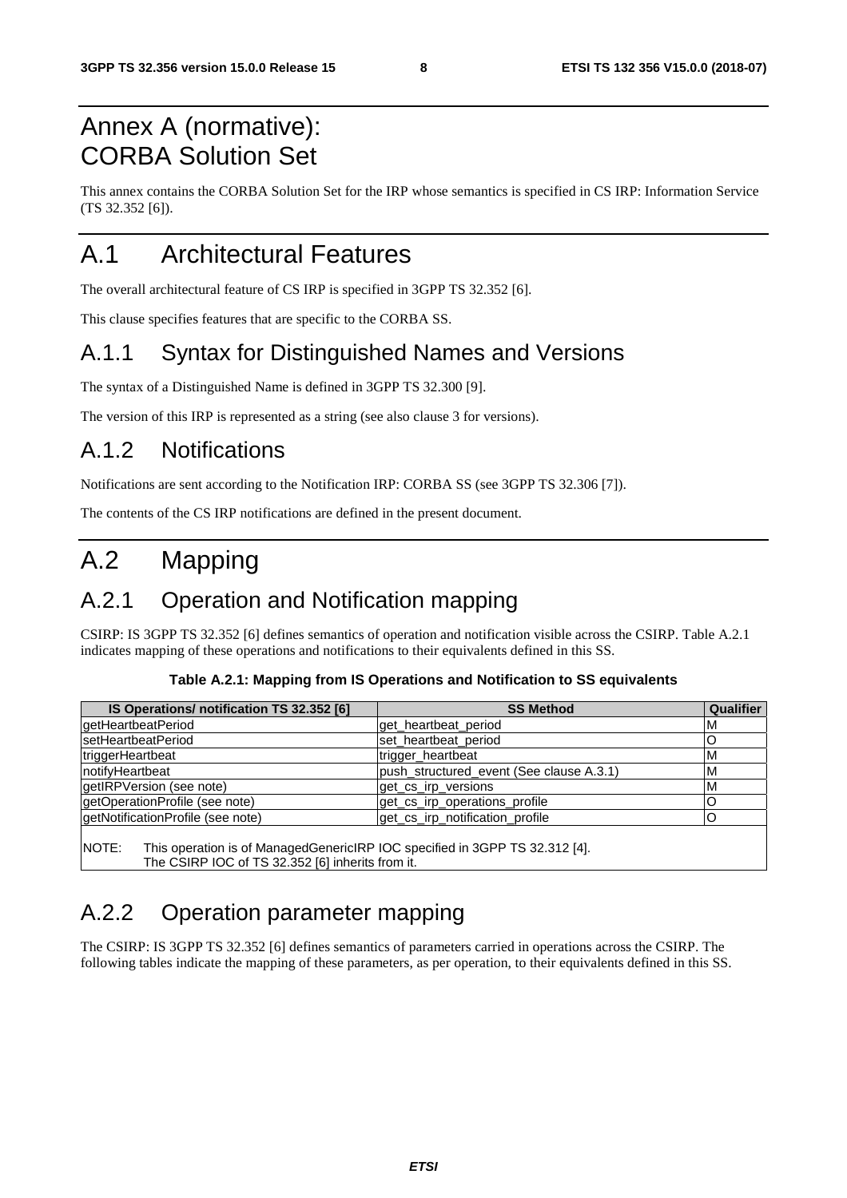# Annex A (normative): CORBA Solution Set

This annex contains the CORBA Solution Set for the IRP whose semantics is specified in CS IRP: Information Service (TS 32.352 [6]).

# A.1 Architectural Features

The overall architectural feature of CS IRP is specified in 3GPP TS 32.352 [6].

This clause specifies features that are specific to the CORBA SS.

## A.1.1 Syntax for Distinguished Names and Versions

The syntax of a Distinguished Name is defined in 3GPP TS 32.300 [9].

The version of this IRP is represented as a string (see also clause 3 for versions).

## A.1.2 Notifications

Notifications are sent according to the Notification IRP: CORBA SS (see 3GPP TS 32.306 [7]).

The contents of the CS IRP notifications are defined in the present document.

# A.2 Mapping

## A.2.1 Operation and Notification mapping

CSIRP: IS 3GPP TS 32.352 [6] defines semantics of operation and notification visible across the CSIRP. Table A.2.1 indicates mapping of these operations and notifications to their equivalents defined in this SS.

**Table A.2.1: Mapping from IS Operations and Notification to SS equivalents**

| IS Operations/ notification TS 32.352 [6] | SS Method | Qualifier |
|---|---|---|
| getHeartbeatPeriod | get_heartbeat_period | M |
| setHeartbeatPeriod | set_heartbeat_period | O |
| triggerHeartbeat | trigger_heartbeat | M |
| notifyHeartbeat | push_structured_event (See clause A.3.1) | M |
| getIRPVersion (see note) | get_cs_irp_versions | M |
| getOperationProfile (see note) | get_cs_irp_operations_profile | O |
| getNotificationProfile (see note) | get_cs_irp_notification_profile | O |
| NOTE: This operation is of ManagedGenericIRP IOC specified in 3GPP TS 32.312 [4]. The CSIRP IOC of TS 32.352 [6] inherits from it. | | |

## A.2.2 Operation parameter mapping

The CSIRP: IS 3GPP TS 32.352 [6] defines semantics of parameters carried in operations across the CSIRP. The following tables indicate the mapping of these parameters, as per operation, to their equivalents defined in this SS.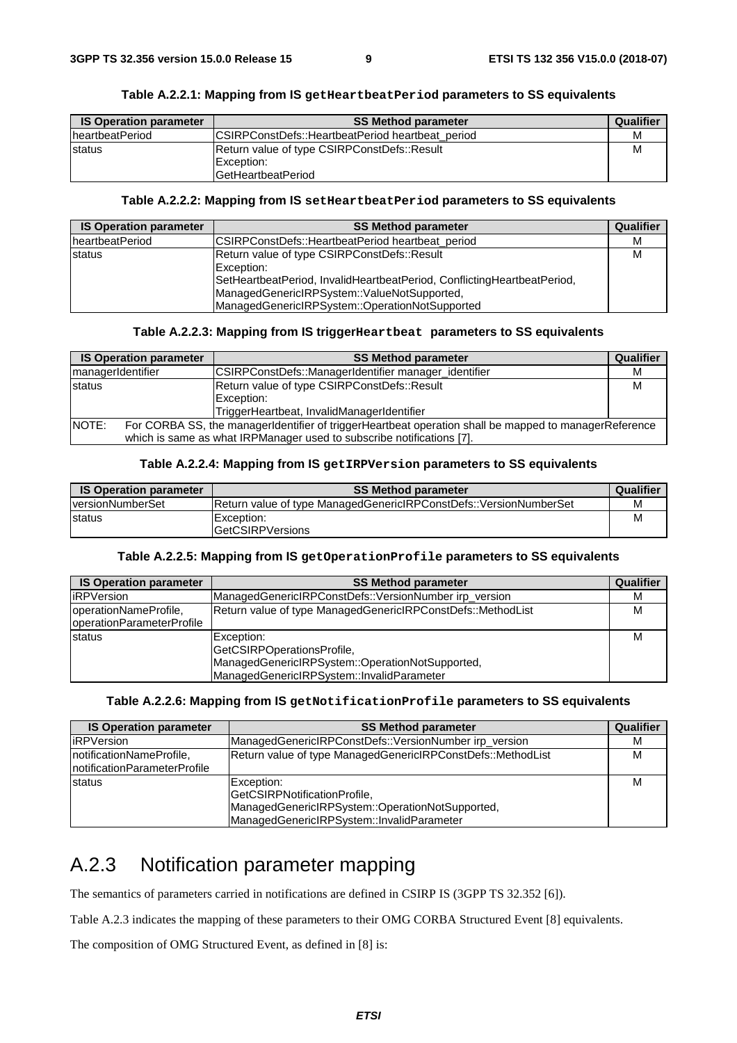**Table A.2.2.1: Mapping from IS `getHeartbeatPeriod` parameters to SS equivalents**

| IS Operation parameter | SS Method parameter | Qualifier |
|---|---|---|
| heartbeatPeriod | CSIRPConstDefs::HeartbeatPeriod heartbeat_period | M |
| status | Return value of type CSIRPConstDefs::Result<br>Exception:<br>GetHeartbeatPeriod | M |

**Table A.2.2.2: Mapping from IS `setHeartbeatPeriod` parameters to SS equivalents**

| IS Operation parameter | SS Method parameter | Qualifier |
|---|---|---|
| heartbeatPeriod | CSIRPConstDefs::HeartbeatPeriod heartbeat_period | M |
| status | Return value of type CSIRPConstDefs::Result<br>Exception:<br>SetHeartbeatPeriod, InvalidHeartbeatPeriod, ConflictingHeartbeatPeriod,<br>ManagedGenericIRPSystem::ValueNotSupported,<br>ManagedGenericIRPSystem::OperationNotSupported | M |

**Table A.2.2.3: Mapping from IS trigger`Heartbeat` parameters to SS equivalents**

| IS Operation parameter | SS Method parameter | Qualifier |
|---|---|---|
| managerIdentifier | CSIRPConstDefs::ManagerIdentifier manager_identifier | M |
| status | Return value of type CSIRPConstDefs::Result<br>Exception:<br>TriggerHeartbeat, InvalidManagerIdentifier | M |
| NOTE: For CORBA SS, the managerIdentifier of triggerHeartbeat operation shall be mapped to managerReference which is same as what IRPManager used to subscribe notifications [7]. | | |

**Table A.2.2.4: Mapping from IS `getIRPVersion` parameters to SS equivalents**

| IS Operation parameter | SS Method parameter | Qualifier |
|---|---|---|
| versionNumberSet | Return value of type ManagedGenericIRPConstDefs::VersionNumberSet | M |
| status | Exception:<br>GetCSIRPVersions | M |

**Table A.2.2.5: Mapping from IS `getOperationProfile` parameters to SS equivalents**

| IS Operation parameter | SS Method parameter | Qualifier |
|---|---|---|
| iRPVersion | ManagedGenericIRPConstDefs::VersionNumber irp_version | M |
| operationNameProfile,<br>operationParameterProfile | Return value of type ManagedGenericIRPConstDefs::MethodList | M |
| status | Exception:<br>GetCSIRPOperationsProfile,<br>ManagedGenericIRPSystem::OperationNotSupported,<br>ManagedGenericIRPSystem::InvalidParameter | M |

**Table A.2.2.6: Mapping from IS `getNotificationProfile` parameters to SS equivalents**

| IS Operation parameter | SS Method parameter | Qualifier |
|---|---|---|
| iRPVersion | ManagedGenericIRPConstDefs::VersionNumber irp_version | M |
| notificationNameProfile,<br>notificationParameterProfile | Return value of type ManagedGenericIRPConstDefs::MethodList | M |
| status | Exception:<br>GetCSIRPNotificationProfile,<br>ManagedGenericIRPSystem::OperationNotSupported,<br>ManagedGenericIRPSystem::InvalidParameter | M |

## A.2.3 Notification parameter mapping

The semantics of parameters carried in notifications are defined in CSIRP IS (3GPP TS 32.352 [6]).

Table A.2.3 indicates the mapping of these parameters to their OMG CORBA Structured Event [8] equivalents.

The composition of OMG Structured Event, as defined in [8] is: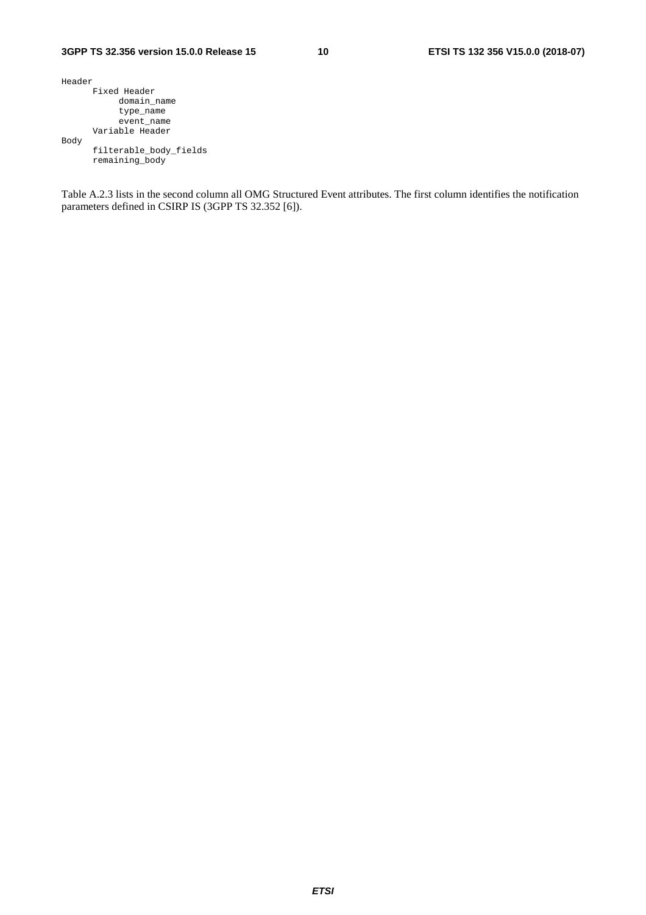```
Header
      Fixed Header
           domain_name
           type_name
           event_name
      Variable Header
Body
      filterable_body_fields
      remaining_body
```

Table A.2.3 lists in the second column all OMG Structured Event attributes. The first column identifies the notification parameters defined in CSIRP IS (3GPP TS 32.352 [6]).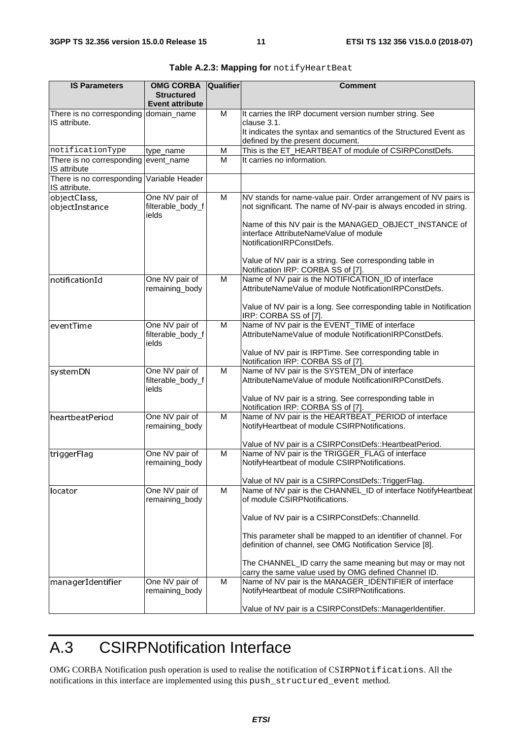**Table A.2.3: Mapping for notifyHeartBeat**

| IS Parameters | OMG CORBA Structured Event attribute | Qualifier | Comment |
|---|---|---|---|
| There is no corresponding IS attribute. | domain_name | M | It carries the IRP document version number string. See clause 3.1.<br>It indicates the syntax and semantics of the Structured Event as defined by the present document. |
| notificationType | type_name | M | This is the ET_HEARTBEAT of module of CSIRPConstDefs. |
| There is no corresponding IS attribute | event_name | M | It carries no information. |
| There is no corresponding IS attribute. | Variable Header | | |
| objectClass, objectInstance | One NV pair of filterable_body_fields | M | NV stands for name-value pair. Order arrangement of NV pairs is not significant. The name of NV-pair is always encoded in string.<br><br>Name of this NV pair is the MANAGED_OBJECT_INSTANCE of interface AttributeNameValue of module NotificationIRPConstDefs.<br><br>Value of NV pair is a string. See corresponding table in Notification IRP: CORBA SS of [7]. |
| notificationId | One NV pair of remaining_body | M | Name of NV pair is the NOTIFICATION_ID of interface AttributeNameValue of module NotificationIRPConstDefs.<br><br>Value of NV pair is a long. See corresponding table in Notification IRP: CORBA SS of [7]. |
| eventTime | One NV pair of filterable_body_fields | M | Name of NV pair is the EVENT_TIME of interface AttributeNameValue of module NotificationIRPConstDefs.<br><br>Value of NV pair is IRPTime. See corresponding table in Notification IRP: CORBA SS of [7]. |
| systemDN | One NV pair of filterable_body_fields | M | Name of NV pair is the SYSTEM_DN of interface AttributeNameValue of module NotificationIRPConstDefs.<br><br>Value of NV pair is a string. See corresponding table in Notification IRP: CORBA SS of [7]. |
| heartbeatPeriod | One NV pair of remaining_body | M | Name of NV pair is the HEARTBEAT_PERIOD of interface NotifyHeartbeat of module CSIRPNotifications.<br><br>Value of NV pair is a CSIRPConstDefs::HeartbeatPeriod. |
| triggerFlag | One NV pair of remaining_body | M | Name of NV pair is the TRIGGER_FLAG of interface NotifyHeartbeat of module CSIRPNotifications.<br><br>Value of NV pair is a CSIRPConstDefs::TriggerFlag. |
| locator | One NV pair of remaining_body | M | Name of NV pair is the CHANNEL_ID of interface NotifyHeartbeat of module CSIRPNotifications.<br><br>Value of NV pair is a CSIRPConstDefs::ChannelId.<br><br>This parameter shall be mapped to an identifier of channel. For definition of channel, see OMG Notification Service [8].<br><br>The CHANNEL_ID carry the same meaning but may or may not carry the same value used by OMG defined Channel ID. |
| managerIdentifier | One NV pair of remaining_body | M | Name of NV pair is the MANAGER_IDENTIFIER of interface NotifyHeartbeat of module CSIRPNotifications.<br><br>Value of NV pair is a CSIRPConstDefs::ManagerIdentifier. |

# A.3 CSIRPNotification Interface

OMG CORBA Notification push operation is used to realise the notification of CSIRPNotifications. All the notifications in this interface are implemented using this push_structured_event method.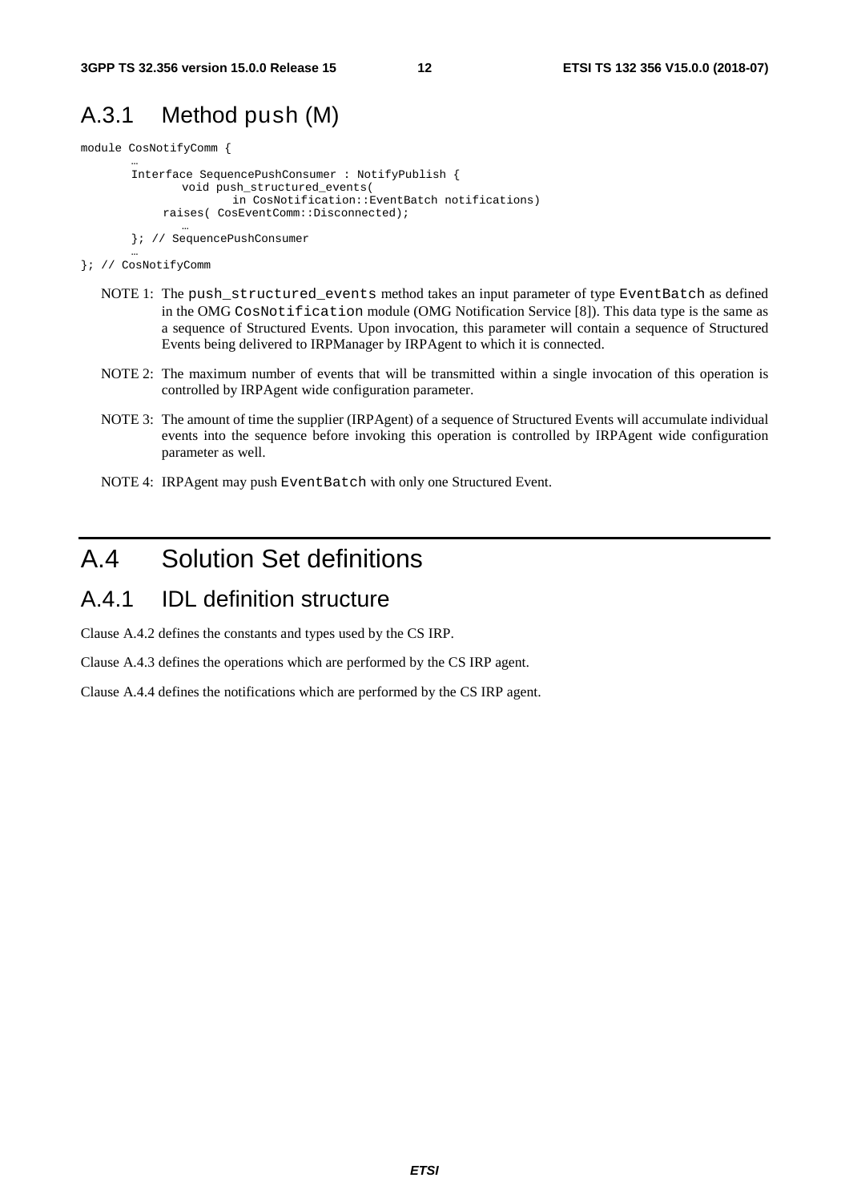## A.3.1 Method push (M)

```
module CosNotifyComm {
       …
       Interface SequencePushConsumer : NotifyPublish {
              void push_structured_events(
                     in CosNotification::EventBatch notifications)
            raises( CosEventComm::Disconnected);
              …
       }; // SequencePushConsumer
       …
}; // CosNotifyComm
```

NOTE 1: The push_structured_events method takes an input parameter of type EventBatch as defined in the OMG CosNotification module (OMG Notification Service [8]). This data type is the same as a sequence of Structured Events. Upon invocation, this parameter will contain a sequence of Structured Events being delivered to IRPManager by IRPAgent to which it is connected.

NOTE 2: The maximum number of events that will be transmitted within a single invocation of this operation is controlled by IRPAgent wide configuration parameter.

NOTE 3: The amount of time the supplier (IRPAgent) of a sequence of Structured Events will accumulate individual events into the sequence before invoking this operation is controlled by IRPAgent wide configuration parameter as well.

NOTE 4: IRPAgent may push EventBatch with only one Structured Event.

# A.4 Solution Set definitions

## A.4.1 IDL definition structure

Clause A.4.2 defines the constants and types used by the CS IRP.

Clause A.4.3 defines the operations which are performed by the CS IRP agent.

Clause A.4.4 defines the notifications which are performed by the CS IRP agent.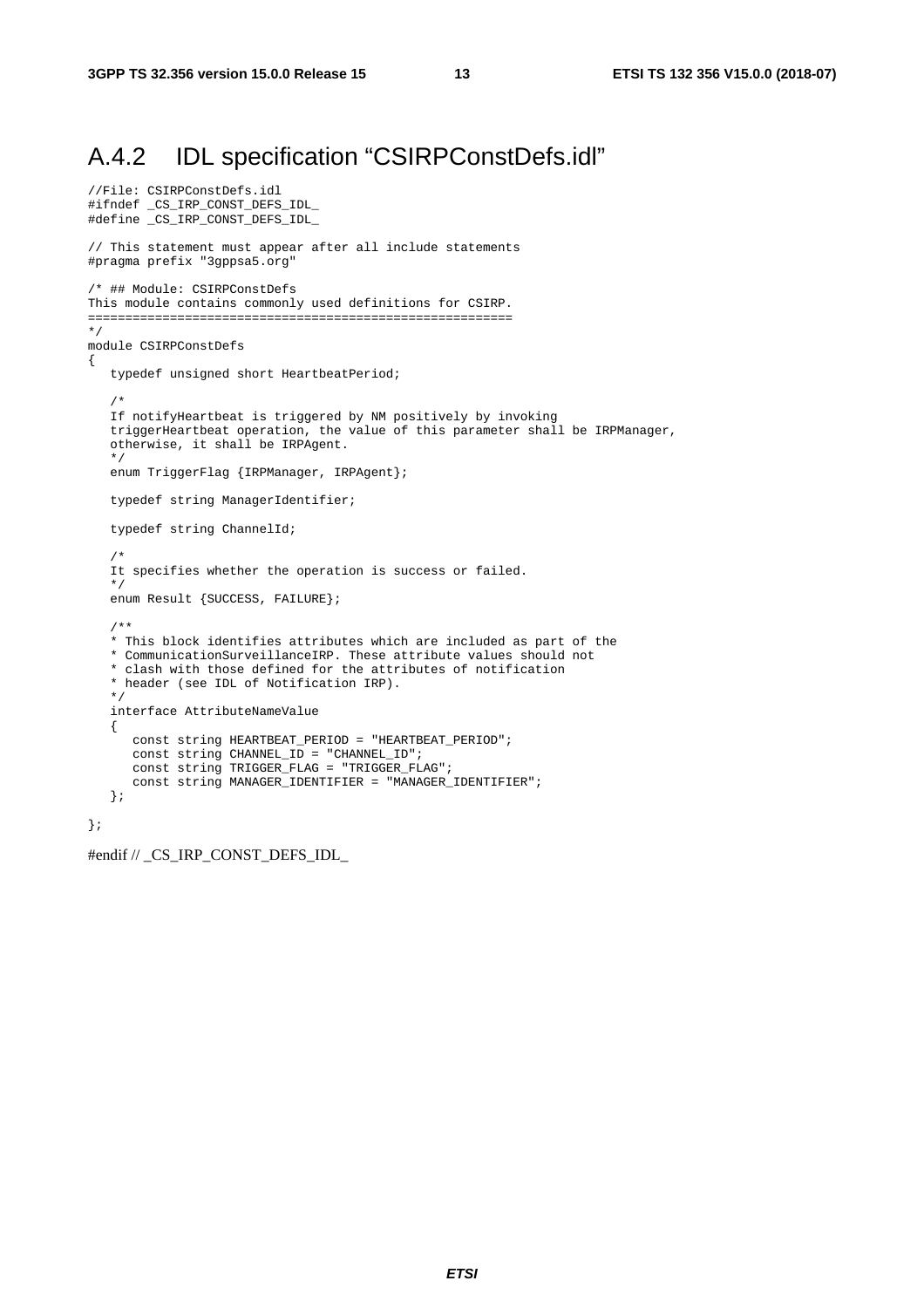## A.4.2 IDL specification "CSIRPConstDefs.idl"

```
//File: CSIRPConstDefs.idl
#ifndef _CS_IRP_CONST_DEFS_IDL_
#define _CS_IRP_CONST_DEFS_IDL_

// This statement must appear after all include statements
#pragma prefix "3gppsa5.org"

/* ## Module: CSIRPConstDefs
This module contains commonly used definitions for CSIRP.
=========================================================
*/
module CSIRPConstDefs
{
   typedef unsigned short HeartbeatPeriod;

   /*
   If notifyHeartbeat is triggered by NM positively by invoking
   triggerHeartbeat operation, the value of this parameter shall be IRPManager,
   otherwise, it shall be IRPAgent.
   */
   enum TriggerFlag {IRPManager, IRPAgent};

   typedef string ManagerIdentifier;

   typedef string ChannelId;

   /*
   It specifies whether the operation is success or failed.
   */
   enum Result {SUCCESS, FAILURE};

   /**
   * This block identifies attributes which are included as part of the
   * CommunicationSurveillanceIRP. These attribute values should not
   * clash with those defined for the attributes of notification
   * header (see IDL of Notification IRP).
   */
   interface AttributeNameValue
   {
      const string HEARTBEAT_PERIOD = "HEARTBEAT_PERIOD";
      const string CHANNEL_ID = "CHANNEL_ID";
      const string TRIGGER_FLAG = "TRIGGER_FLAG";
      const string MANAGER_IDENTIFIER = "MANAGER_IDENTIFIER";
   };

};

#endif // _CS_IRP_CONST_DEFS_IDL_
```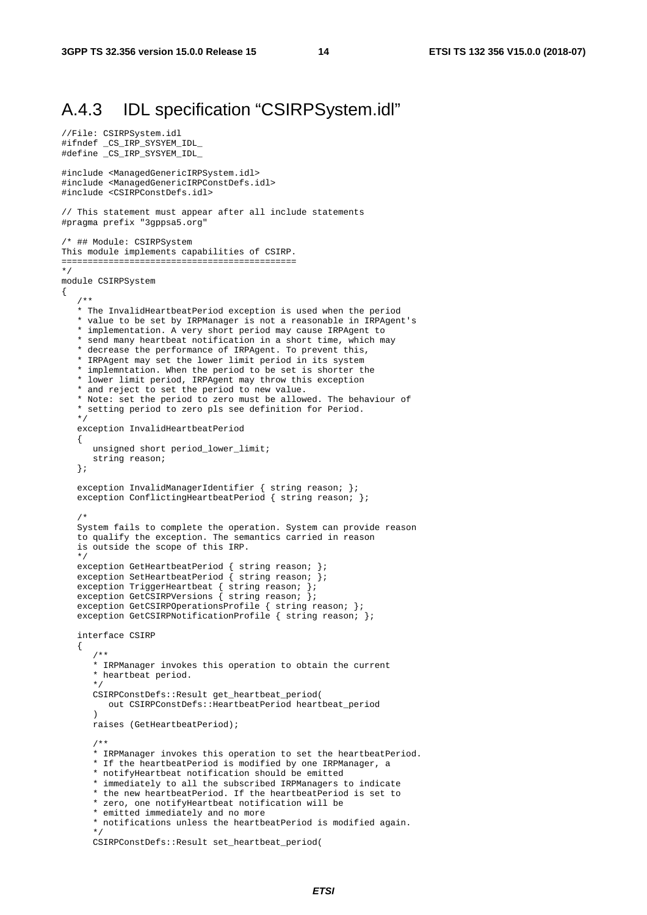## A.4.3 IDL specification “CSIRPSystem.idl”

```
//File: CSIRPSystem.idl
#ifndef _CS_IRP_SYSYEM_IDL_
#define _CS_IRP_SYSYEM_IDL_

#include <ManagedGenericIRPSystem.idl>
#include <ManagedGenericIRPConstDefs.idl>
#include <CSIRPConstDefs.idl>

// This statement must appear after all include statements
#pragma prefix "3gppsa5.org"

/* ## Module: CSIRPSystem
This module implements capabilities of CSIRP.
=============================================
*/
module CSIRPSystem
{
   /**
   * The InvalidHeartbeatPeriod exception is used when the period
   * value to be set by IRPManager is not a reasonable in IRPAgent's
   * implementation. A very short period may cause IRPAgent to
   * send many heartbeat notification in a short time, which may
   * decrease the performance of IRPAgent. To prevent this,
   * IRPAgent may set the lower limit period in its system
   * implemntation. When the period to be set is shorter the
   * lower limit period, IRPAgent may throw this exception
   * and reject to set the period to new value.
   * Note: set the period to zero must be allowed. The behaviour of
   * setting period to zero pls see definition for Period.
   */
   exception InvalidHeartbeatPeriod
   {
      unsigned short period_lower_limit;
      string reason;
   };

   exception InvalidManagerIdentifier { string reason; };
   exception ConflictingHeartbeatPeriod { string reason; };

   /*
   System fails to complete the operation. System can provide reason
   to qualify the exception. The semantics carried in reason
   is outside the scope of this IRP.
   */
   exception GetHeartbeatPeriod { string reason; };
   exception SetHeartbeatPeriod { string reason; };
   exception TriggerHeartbeat { string reason; };
   exception GetCSIRPVersions { string reason; };
   exception GetCSIRPOperationsProfile { string reason; };
   exception GetCSIRPNotificationProfile { string reason; };

   interface CSIRP
   {
      /**
      * IRPManager invokes this operation to obtain the current
      * heartbeat period.
      */
      CSIRPConstDefs::Result get_heartbeat_period(
         out CSIRPConstDefs::HeartbeatPeriod heartbeat_period
      )
      raises (GetHeartbeatPeriod);

      /**
      * IRPManager invokes this operation to set the heartbeatPeriod.
      * If the heartbeatPeriod is modified by one IRPManager, a
      * notifyHeartbeat notification should be emitted
      * immediately to all the subscribed IRPManagers to indicate
      * the new heartbeatPeriod. If the heartbeatPeriod is set to
      * zero, one notifyHeartbeat notification will be
      * emitted immediately and no more
      * notifications unless the heartbeatPeriod is modified again.
      */
      CSIRPConstDefs::Result set_heartbeat_period(
```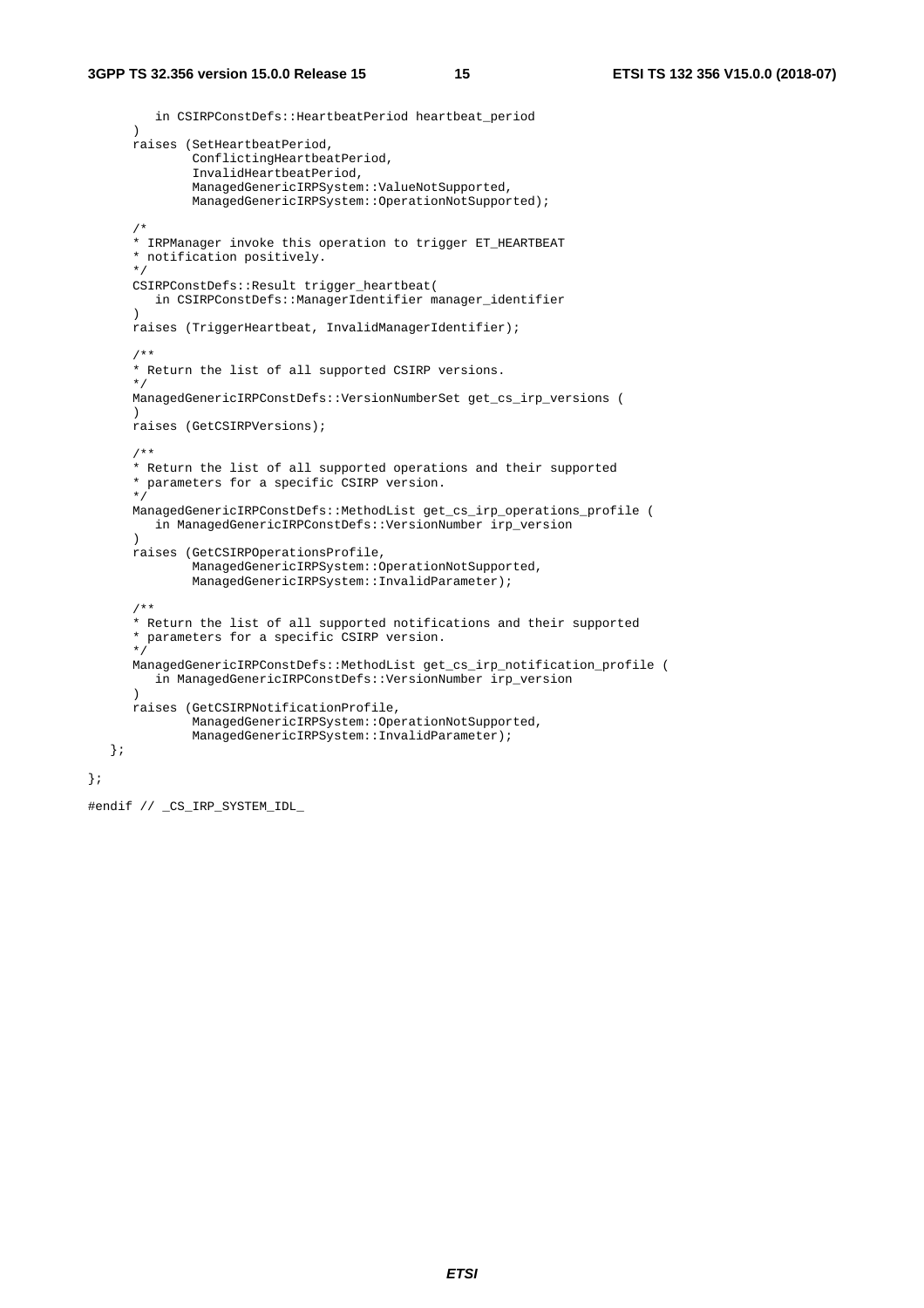```
         in CSIRPConstDefs::HeartbeatPeriod heartbeat_period
      )
      raises (SetHeartbeatPeriod,
              ConflictingHeartbeatPeriod,
              InvalidHeartbeatPeriod,
              ManagedGenericIRPSystem::ValueNotSupported,
              ManagedGenericIRPSystem::OperationNotSupported);

      /*
      * IRPManager invoke this operation to trigger ET_HEARTBEAT
      * notification positively.
      */
      CSIRPConstDefs::Result trigger_heartbeat(
         in CSIRPConstDefs::ManagerIdentifier manager_identifier
      )
      raises (TriggerHeartbeat, InvalidManagerIdentifier);

      /**
      * Return the list of all supported CSIRP versions.
      */
      ManagedGenericIRPConstDefs::VersionNumberSet get_cs_irp_versions (
      )
      raises (GetCSIRPVersions);

      /**
      * Return the list of all supported operations and their supported
      * parameters for a specific CSIRP version.
      */
      ManagedGenericIRPConstDefs::MethodList get_cs_irp_operations_profile (
         in ManagedGenericIRPConstDefs::VersionNumber irp_version
      )
      raises (GetCSIRPOperationsProfile,
              ManagedGenericIRPSystem::OperationNotSupported,
              ManagedGenericIRPSystem::InvalidParameter);

      /**
      * Return the list of all supported notifications and their supported
      * parameters for a specific CSIRP version.
      */
      ManagedGenericIRPConstDefs::MethodList get_cs_irp_notification_profile (
         in ManagedGenericIRPConstDefs::VersionNumber irp_version
      )
      raises (GetCSIRPNotificationProfile,
              ManagedGenericIRPSystem::OperationNotSupported,
              ManagedGenericIRPSystem::InvalidParameter);
   };

};

#endif // _CS_IRP_SYSTEM_IDL_
```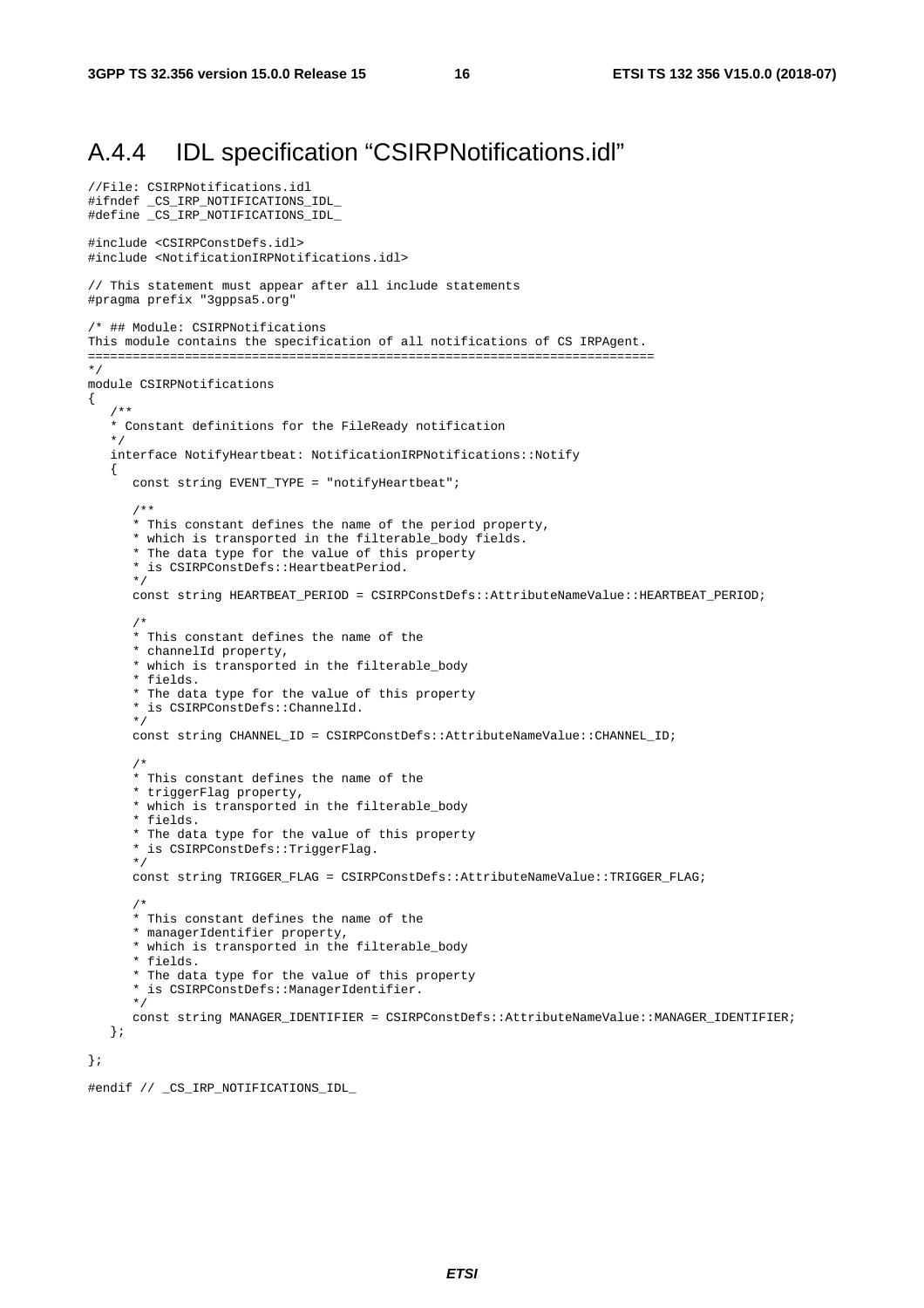## A.4.4 IDL specification "CSIRPNotifications.idl"

```
//File: CSIRPNotifications.idl
#ifndef _CS_IRP_NOTIFICATIONS_IDL_
#define _CS_IRP_NOTIFICATIONS_IDL_

#include <CSIRPConstDefs.idl>
#include <NotificationIRPNotifications.idl>

// This statement must appear after all include statements
#pragma prefix "3gppsa5.org"

/* ## Module: CSIRPNotifications
This module contains the specification of all notifications of CS IRPAgent.
===========================================================================
*/
module CSIRPNotifications
{
   /**
   * Constant definitions for the FileReady notification
   */
   interface NotifyHeartbeat: NotificationIRPNotifications::Notify
   {
      const string EVENT_TYPE = "notifyHeartbeat";

      /**
      * This constant defines the name of the period property,
      * which is transported in the filterable_body fields.
      * The data type for the value of this property
      * is CSIRPConstDefs::HeartbeatPeriod.
      */
      const string HEARTBEAT_PERIOD = CSIRPConstDefs::AttributeNameValue::HEARTBEAT_PERIOD;

      /*
      * This constant defines the name of the
      * channelId property,
      * which is transported in the filterable_body
      * fields.
      * The data type for the value of this property
      * is CSIRPConstDefs::ChannelId.
      */
      const string CHANNEL_ID = CSIRPConstDefs::AttributeNameValue::CHANNEL_ID;

      /*
      * This constant defines the name of the
      * triggerFlag property,
      * which is transported in the filterable_body
      * fields.
      * The data type for the value of this property
      * is CSIRPConstDefs::TriggerFlag.
      */
      const string TRIGGER_FLAG = CSIRPConstDefs::AttributeNameValue::TRIGGER_FLAG;

      /*
      * This constant defines the name of the
      * managerIdentifier property,
      * which is transported in the filterable_body
      * fields.
      * The data type for the value of this property
      * is CSIRPConstDefs::ManagerIdentifier.
      */
      const string MANAGER_IDENTIFIER = CSIRPConstDefs::AttributeNameValue::MANAGER_IDENTIFIER;
   };

};

#endif // _CS_IRP_NOTIFICATIONS_IDL_
```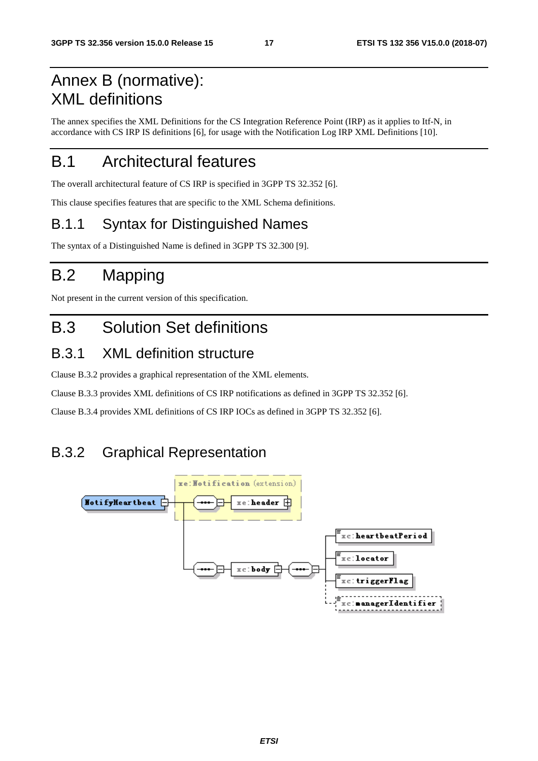# Annex B (normative): XML definitions

The annex specifies the XML Definitions for the CS Integration Reference Point (IRP) as it applies to Itf-N, in accordance with CS IRP IS definitions [6], for usage with the Notification Log IRP XML Definitions [10].

# B.1 Architectural features

The overall architectural feature of CS IRP is specified in 3GPP TS 32.352 [6].

This clause specifies features that are specific to the XML Schema definitions.

## B.1.1 Syntax for Distinguished Names

The syntax of a Distinguished Name is defined in 3GPP TS 32.300 [9].

# B.2 Mapping

Not present in the current version of this specification.

# B.3 Solution Set definitions

## B.3.1 XML definition structure

Clause B.3.2 provides a graphical representation of the XML elements.

Clause B.3.3 provides XML definitions of CS IRP notifications as defined in 3GPP TS 32.352 [6].

Clause B.3.4 provides XML definitions of CS IRP IOCs as defined in 3GPP TS 32.352 [6].

## B.3.2 Graphical Representation

```
NotifyHeartbeat
 └─ xe:Notification (extension)
     ├─ xe:header
     └─ xe:body
         ├─ xc:heartbeatPeriod
         ├─ xc:locator
         ├─ xc:triggerFlag
         └─ xc:managerIdentifier (optional)
```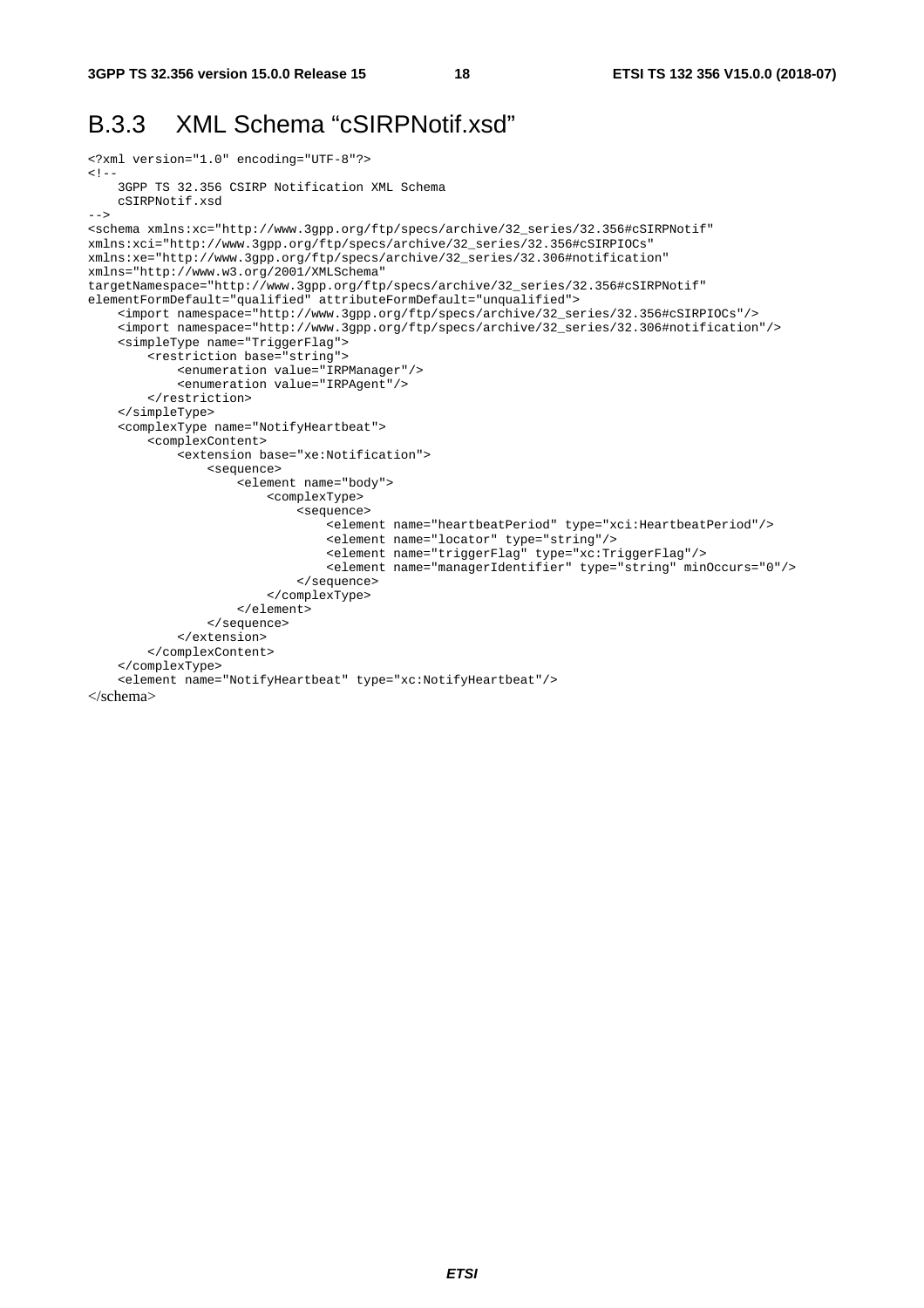### B.3.3 XML Schema "cSIRPNotif.xsd"

```
<?xml version="1.0" encoding="UTF-8"?>
<!--
    3GPP TS 32.356 CSIRP Notification XML Schema
    cSIRPNotif.xsd
-->
<schema xmlns:xc="http://www.3gpp.org/ftp/specs/archive/32_series/32.356#cSIRPNotif"
xmlns:xci="http://www.3gpp.org/ftp/specs/archive/32_series/32.356#cSIRPIOCs"
xmlns:xe="http://www.3gpp.org/ftp/specs/archive/32_series/32.306#notification"
xmlns="http://www.w3.org/2001/XMLSchema"
targetNamespace="http://www.3gpp.org/ftp/specs/archive/32_series/32.356#cSIRPNotif"
elementFormDefault="qualified" attributeFormDefault="unqualified">
    <import namespace="http://www.3gpp.org/ftp/specs/archive/32_series/32.356#cSIRPIOCs"/>
    <import namespace="http://www.3gpp.org/ftp/specs/archive/32_series/32.306#notification"/>
    <simpleType name="TriggerFlag">
        <restriction base="string">
            <enumeration value="IRPManager"/>
            <enumeration value="IRPAgent"/>
        </restriction>
    </simpleType>
    <complexType name="NotifyHeartbeat">
        <complexContent>
            <extension base="xe:Notification">
                <sequence>
                    <element name="body">
                        <complexType>
                            <sequence>
                                <element name="heartbeatPeriod" type="xci:HeartbeatPeriod"/>
                                <element name="locator" type="string"/>
                                <element name="triggerFlag" type="xc:TriggerFlag"/>
                                <element name="managerIdentifier" type="string" minOccurs="0"/>
                            </sequence>
                        </complexType>
                    </element>
                </sequence>
            </extension>
        </complexContent>
    </complexType>
    <element name="NotifyHeartbeat" type="xc:NotifyHeartbeat"/>
</schema>
```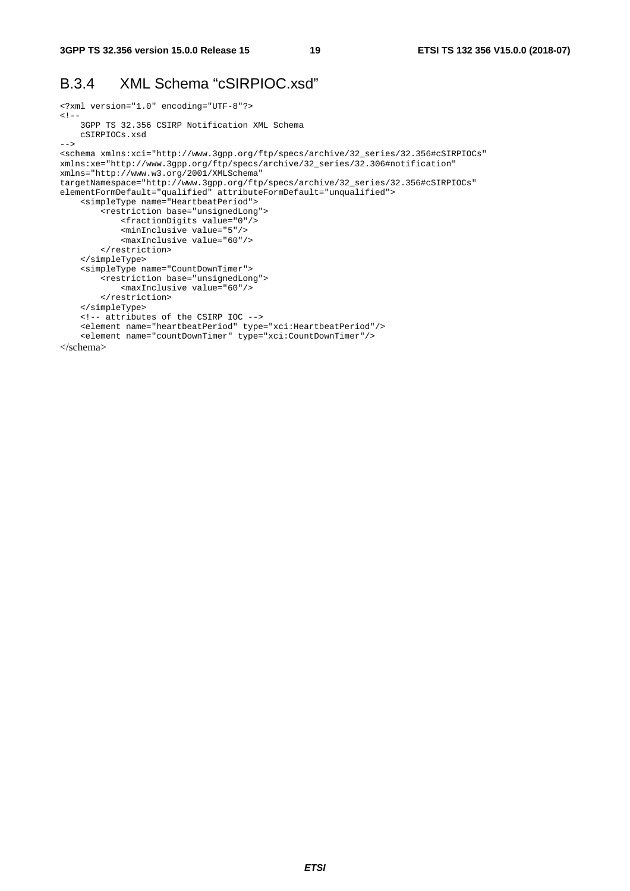## B.3.4 XML Schema "cSIRPIOC.xsd"

```
<?xml version="1.0" encoding="UTF-8"?>
<!--
    3GPP TS 32.356 CSIRP Notification XML Schema
    cSIRPIOCs.xsd
-->
<schema xmlns:xci="http://www.3gpp.org/ftp/specs/archive/32_series/32.356#cSIRPIOCs"
xmlns:xe="http://www.3gpp.org/ftp/specs/archive/32_series/32.306#notification"
xmlns="http://www.w3.org/2001/XMLSchema"
targetNamespace="http://www.3gpp.org/ftp/specs/archive/32_series/32.356#cSIRPIOCs"
elementFormDefault="qualified" attributeFormDefault="unqualified">
    <simpleType name="HeartbeatPeriod">
        <restriction base="unsignedLong">
            <fractionDigits value="0"/>
            <minInclusive value="5"/>
            <maxInclusive value="60"/>
        </restriction>
    </simpleType>
    <simpleType name="CountDownTimer">
        <restriction base="unsignedLong">
            <maxInclusive value="60"/>
        </restriction>
    </simpleType>
    <!-- attributes of the CSIRP IOC -->
    <element name="heartbeatPeriod" type="xci:HeartbeatPeriod"/>
    <element name="countDownTimer" type="xci:CountDownTimer"/>
</schema>
```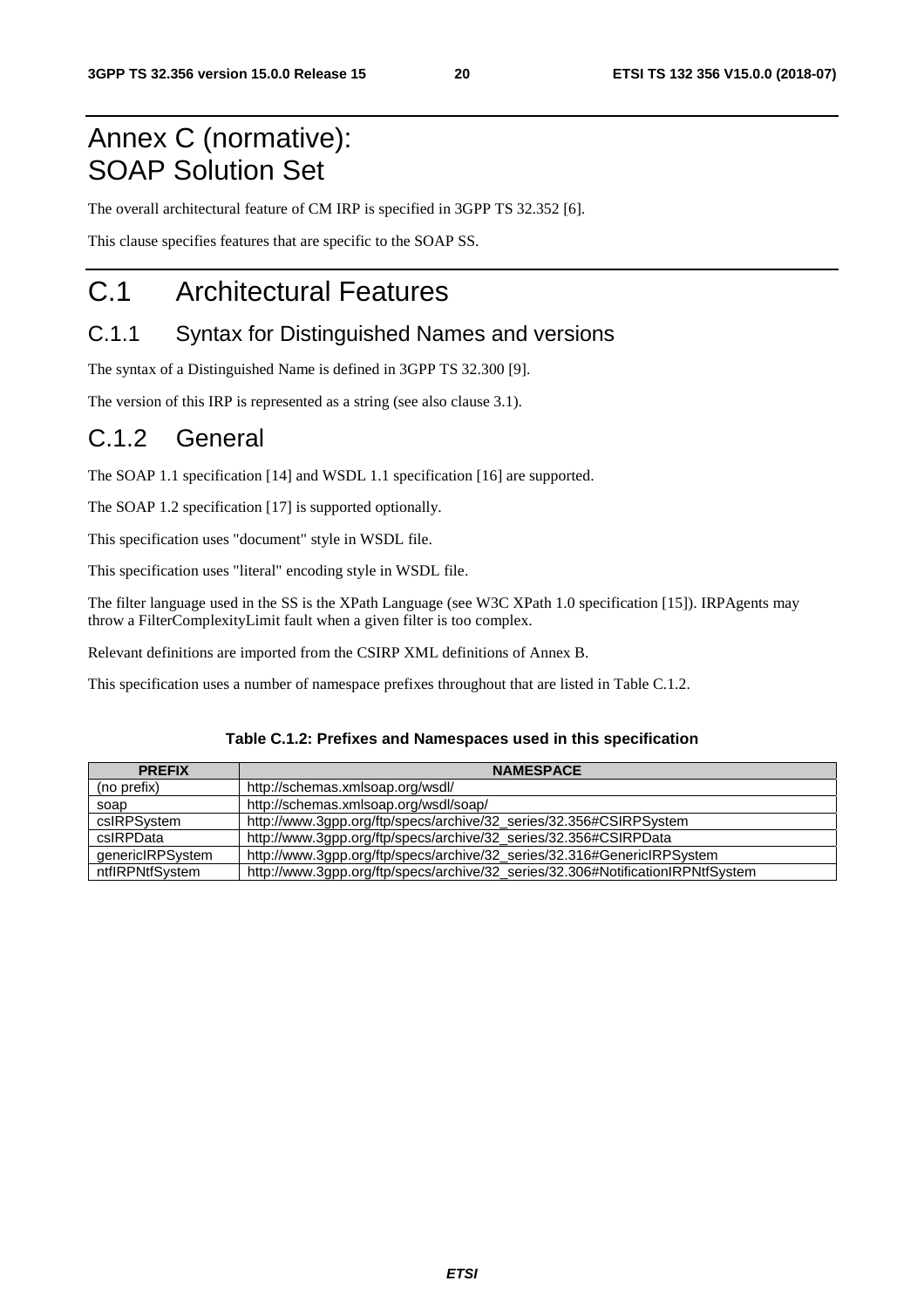# Annex C (normative): SOAP Solution Set

The overall architectural feature of CM IRP is specified in 3GPP TS 32.352 [6].

This clause specifies features that are specific to the SOAP SS.

# C.1 Architectural Features

## C.1.1 Syntax for Distinguished Names and versions

The syntax of a Distinguished Name is defined in 3GPP TS 32.300 [9].

The version of this IRP is represented as a string (see also clause 3.1).

## C.1.2 General

The SOAP 1.1 specification [14] and WSDL 1.1 specification [16] are supported.

The SOAP 1.2 specification [17] is supported optionally.

This specification uses "document" style in WSDL file.

This specification uses "literal" encoding style in WSDL file.

The filter language used in the SS is the XPath Language (see W3C XPath 1.0 specification [15]). IRPAgents may throw a FilterComplexityLimit fault when a given filter is too complex.

Relevant definitions are imported from the CSIRP XML definitions of Annex B.

This specification uses a number of namespace prefixes throughout that are listed in Table C.1.2.

**Table C.1.2: Prefixes and Namespaces used in this specification**

| PREFIX | NAMESPACE |
|---|---|
| (no prefix) | http://schemas.xmlsoap.org/wsdl/ |
| soap | http://schemas.xmlsoap.org/wsdl/soap/ |
| csIRPSystem | http://www.3gpp.org/ftp/specs/archive/32_series/32.356#CSIRPSystem |
| csIRPData | http://www.3gpp.org/ftp/specs/archive/32_series/32.356#CSIRPData |
| genericIRPSystem | http://www.3gpp.org/ftp/specs/archive/32_series/32.316#GenericIRPSystem |
| ntfIRPNtfSystem | http://www.3gpp.org/ftp/specs/archive/32_series/32.306#NotificationIRPNtfSystem |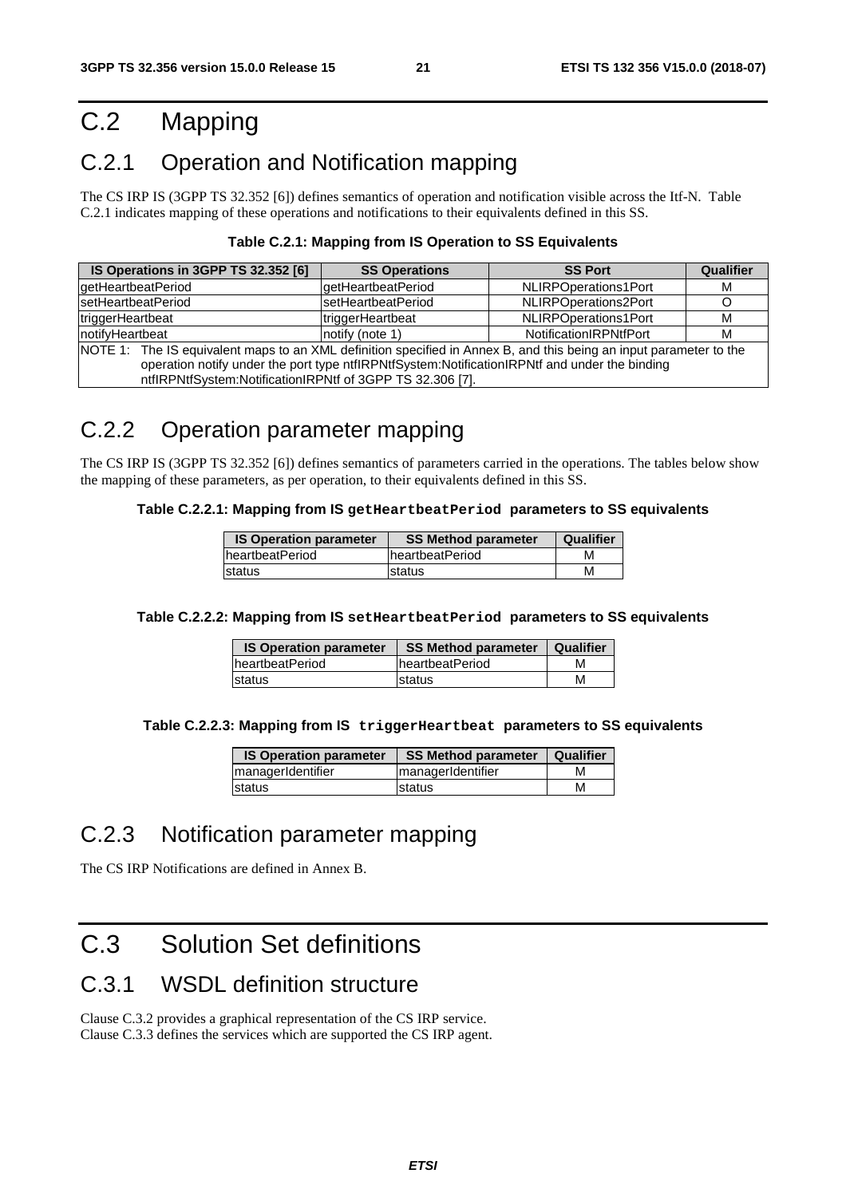# C.2 Mapping

## C.2.1 Operation and Notification mapping

The CS IRP IS (3GPP TS 32.352 [6]) defines semantics of operation and notification visible across the Itf-N. Table C.2.1 indicates mapping of these operations and notifications to their equivalents defined in this SS.

**Table C.2.1: Mapping from IS Operation to SS Equivalents**

| IS Operations in 3GPP TS 32.352 [6] | SS Operations | SS Port | Qualifier |
|---|---|---|---|
| getHeartbeatPeriod | getHeartbeatPeriod | NLIRPOperations1Port | M |
| setHeartbeatPeriod | setHeartbeatPeriod | NLIRPOperations2Port | O |
| triggerHeartbeat | triggerHeartbeat | NLIRPOperations1Port | M |
| notifyHeartbeat | notify (note 1) | NotificationIRPNtfPort | M |
| NOTE 1: The IS equivalent maps to an XML definition specified in Annex B, and this being an input parameter to the operation notify under the port type ntfIRPNtfSystem:NotificationIRPNtf and under the binding ntfIRPNtfSystem:NotificationIRPNtf of 3GPP TS 32.306 [7]. | | | |

## C.2.2 Operation parameter mapping

The CS IRP IS (3GPP TS 32.352 [6]) defines semantics of parameters carried in the operations. The tables below show the mapping of these parameters, as per operation, to their equivalents defined in this SS.

**Table C.2.2.1: Mapping from IS `getHeartbeatPeriod` parameters to SS equivalents**

| IS Operation parameter | SS Method parameter | Qualifier |
|---|---|---|
| heartbeatPeriod | heartbeatPeriod | M |
| status | status | M |

**Table C.2.2.2: Mapping from IS `setHeartbeatPeriod` parameters to SS equivalents**

| IS Operation parameter | SS Method parameter | Qualifier |
|---|---|---|
| heartbeatPeriod | heartbeatPeriod | M |
| status | status | M |

**Table C.2.2.3: Mapping from IS `triggerHeartbeat` parameters to SS equivalents**

| IS Operation parameter | SS Method parameter | Qualifier |
|---|---|---|
| managerIdentifier | managerIdentifier | M |
| status | status | M |

## C.2.3 Notification parameter mapping

The CS IRP Notifications are defined in Annex B.

# C.3 Solution Set definitions

## C.3.1 WSDL definition structure

Clause C.3.2 provides a graphical representation of the CS IRP service.
Clause C.3.3 defines the services which are supported the CS IRP agent.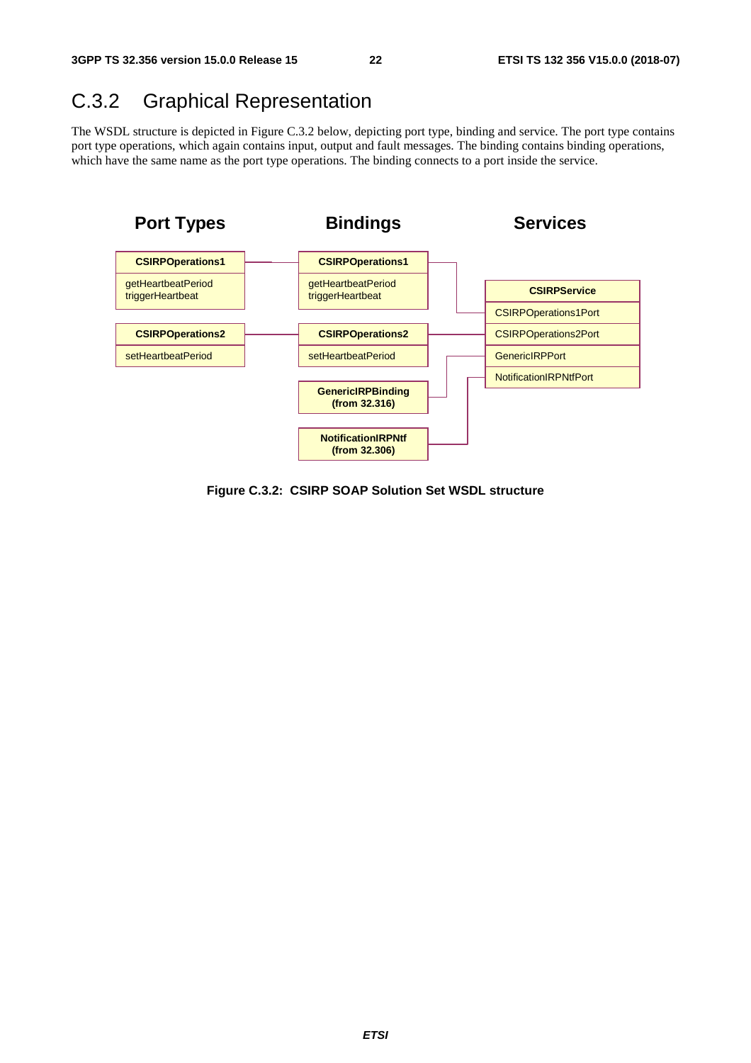## C.3.2 Graphical Representation

The WSDL structure is depicted in Figure C.3.2 below, depicting port type, binding and service. The port type contains port type operations, which again contains input, output and fault messages. The binding contains binding operations, which have the same name as the port type operations. The binding connects to a port inside the service.

**Port Types**

| CSIRPOperations1 |
| --- |
| getHeartbeatPeriod<br>triggerHeartbeat |

| CSIRPOperations2 |
| --- |
| setHeartbeatPeriod |

**Bindings**

| CSIRPOperations1 |
| --- |
| getHeartbeatPeriod<br>triggerHeartbeat |

| CSIRPOperations2 |
| --- |
| setHeartbeatPeriod |

| GenericIRPBinding (from 32.316) |
| --- |

| NotificationIRPNtf (from 32.306) |
| --- |

**Services**

| CSIRPService |
| --- |
| CSIRPOperations1Port |
| CSIRPOperations2Port |
| GenericIRPPort |
| NotificationIRPNtfPort |

**Figure C.3.2: CSIRP SOAP Solution Set WSDL structure**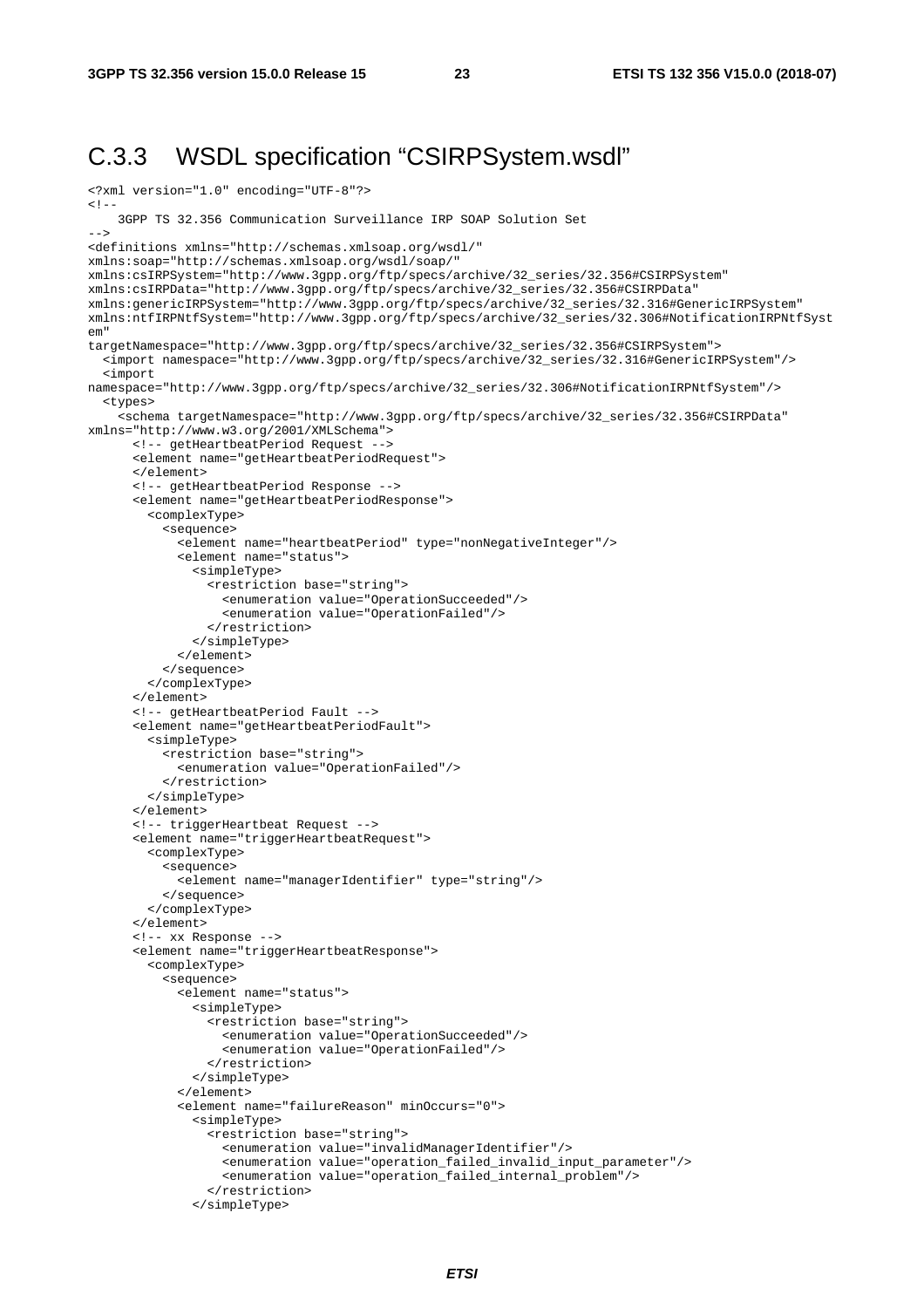## C.3.3 WSDL specification "CSIRPSystem.wsdl"

```
<?xml version="1.0" encoding="UTF-8"?>
<!--
    3GPP TS 32.356 Communication Surveillance IRP SOAP Solution Set
-->
<definitions xmlns="http://schemas.xmlsoap.org/wsdl/"
xmlns:soap="http://schemas.xmlsoap.org/wsdl/soap/"
xmlns:csIRPSystem="http://www.3gpp.org/ftp/specs/archive/32_series/32.356#CSIRPSystem"
xmlns:csIRPData="http://www.3gpp.org/ftp/specs/archive/32_series/32.356#CSIRPData"
xmlns:genericIRPSystem="http://www.3gpp.org/ftp/specs/archive/32_series/32.316#GenericIRPSystem"
xmlns:ntfIRPNtfSystem="http://www.3gpp.org/ftp/specs/archive/32_series/32.306#NotificationIRPNtfSyst
em"
targetNamespace="http://www.3gpp.org/ftp/specs/archive/32_series/32.356#CSIRPSystem">
  <import namespace="http://www.3gpp.org/ftp/specs/archive/32_series/32.316#GenericIRPSystem"/>
  <import
namespace="http://www.3gpp.org/ftp/specs/archive/32_series/32.306#NotificationIRPNtfSystem"/>
  <types>
    <schema targetNamespace="http://www.3gpp.org/ftp/specs/archive/32_series/32.356#CSIRPData"
xmlns="http://www.w3.org/2001/XMLSchema">
      <!-- getHeartbeatPeriod Request -->
      <element name="getHeartbeatPeriodRequest">
      </element>
      <!-- getHeartbeatPeriod Response -->
      <element name="getHeartbeatPeriodResponse">
        <complexType>
          <sequence>
            <element name="heartbeatPeriod" type="nonNegativeInteger"/>
            <element name="status">
              <simpleType>
                <restriction base="string">
                  <enumeration value="OperationSucceeded"/>
                  <enumeration value="OperationFailed"/>
                </restriction>
              </simpleType>
            </element>
          </sequence>
        </complexType>
      </element>
      <!-- getHeartbeatPeriod Fault -->
      <element name="getHeartbeatPeriodFault">
        <simpleType>
          <restriction base="string">
            <enumeration value="OperationFailed"/>
          </restriction>
        </simpleType>
      </element>
      <!-- triggerHeartbeat Request -->
      <element name="triggerHeartbeatRequest">
        <complexType>
          <sequence>
            <element name="managerIdentifier" type="string"/>
          </sequence>
        </complexType>
      </element>
      <!-- xx Response -->
      <element name="triggerHeartbeatResponse">
        <complexType>
          <sequence>
            <element name="status">
              <simpleType>
                <restriction base="string">
                  <enumeration value="OperationSucceeded"/>
                  <enumeration value="OperationFailed"/>
                </restriction>
              </simpleType>
            </element>
            <element name="failureReason" minOccurs="0">
              <simpleType>
                <restriction base="string">
                  <enumeration value="invalidManagerIdentifier"/>
                  <enumeration value="operation_failed_invalid_input_parameter"/>
                  <enumeration value="operation_failed_internal_problem"/>
                </restriction>
              </simpleType>
```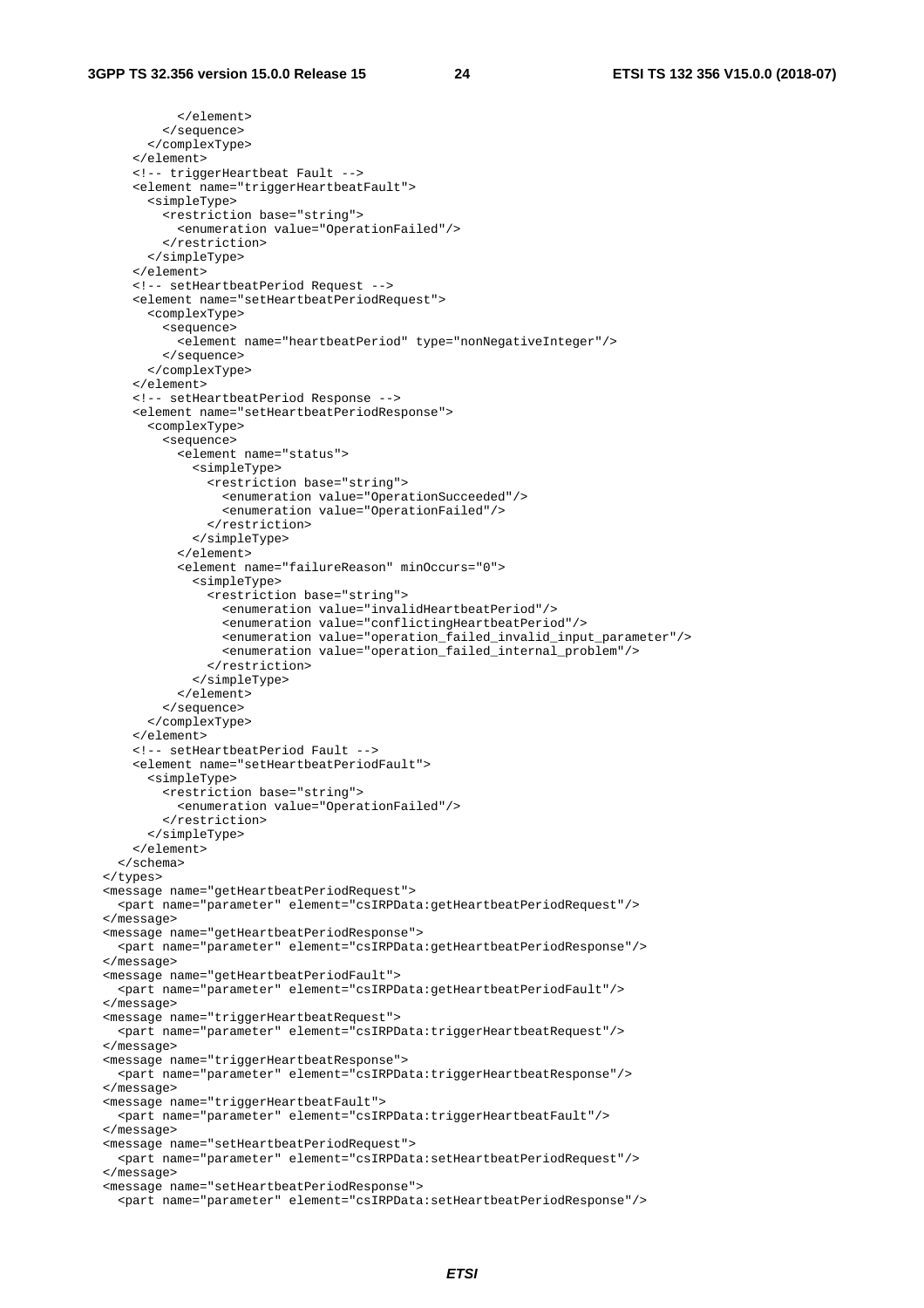```
          </element>
        </sequence>
      </complexType>
    </element>
    <!-- triggerHeartbeat Fault -->
    <element name="triggerHeartbeatFault">
      <simpleType>
        <restriction base="string">
          <enumeration value="OperationFailed"/>
        </restriction>
      </simpleType>
    </element>
    <!-- setHeartbeatPeriod Request -->
    <element name="setHeartbeatPeriodRequest">
      <complexType>
        <sequence>
          <element name="heartbeatPeriod" type="nonNegativeInteger"/>
        </sequence>
      </complexType>
    </element>
    <!-- setHeartbeatPeriod Response -->
    <element name="setHeartbeatPeriodResponse">
      <complexType>
        <sequence>
          <element name="status">
            <simpleType>
              <restriction base="string">
                <enumeration value="OperationSucceeded"/>
                <enumeration value="OperationFailed"/>
              </restriction>
            </simpleType>
          </element>
          <element name="failureReason" minOccurs="0">
            <simpleType>
              <restriction base="string">
                <enumeration value="invalidHeartbeatPeriod"/>
                <enumeration value="conflictingHeartbeatPeriod"/>
                <enumeration value="operation_failed_invalid_input_parameter"/>
                <enumeration value="operation_failed_internal_problem"/>
              </restriction>
            </simpleType>
          </element>
        </sequence>
      </complexType>
    </element>
    <!-- setHeartbeatPeriod Fault -->
    <element name="setHeartbeatPeriodFault">
      <simpleType>
        <restriction base="string">
          <enumeration value="OperationFailed"/>
        </restriction>
      </simpleType>
    </element>
  </schema>
</types>
<message name="getHeartbeatPeriodRequest">
  <part name="parameter" element="csIRPData:getHeartbeatPeriodRequest"/>
</message>
<message name="getHeartbeatPeriodResponse">
  <part name="parameter" element="csIRPData:getHeartbeatPeriodResponse"/>
</message>
<message name="getHeartbeatPeriodFault">
  <part name="parameter" element="csIRPData:getHeartbeatPeriodFault"/>
</message>
<message name="triggerHeartbeatRequest">
  <part name="parameter" element="csIRPData:triggerHeartbeatRequest"/>
</message>
<message name="triggerHeartbeatResponse">
  <part name="parameter" element="csIRPData:triggerHeartbeatResponse"/>
</message>
<message name="triggerHeartbeatFault">
  <part name="parameter" element="csIRPData:triggerHeartbeatFault"/>
</message>
<message name="setHeartbeatPeriodRequest">
  <part name="parameter" element="csIRPData:setHeartbeatPeriodRequest"/>
</message>
<message name="setHeartbeatPeriodResponse">
  <part name="parameter" element="csIRPData:setHeartbeatPeriodResponse"/>
```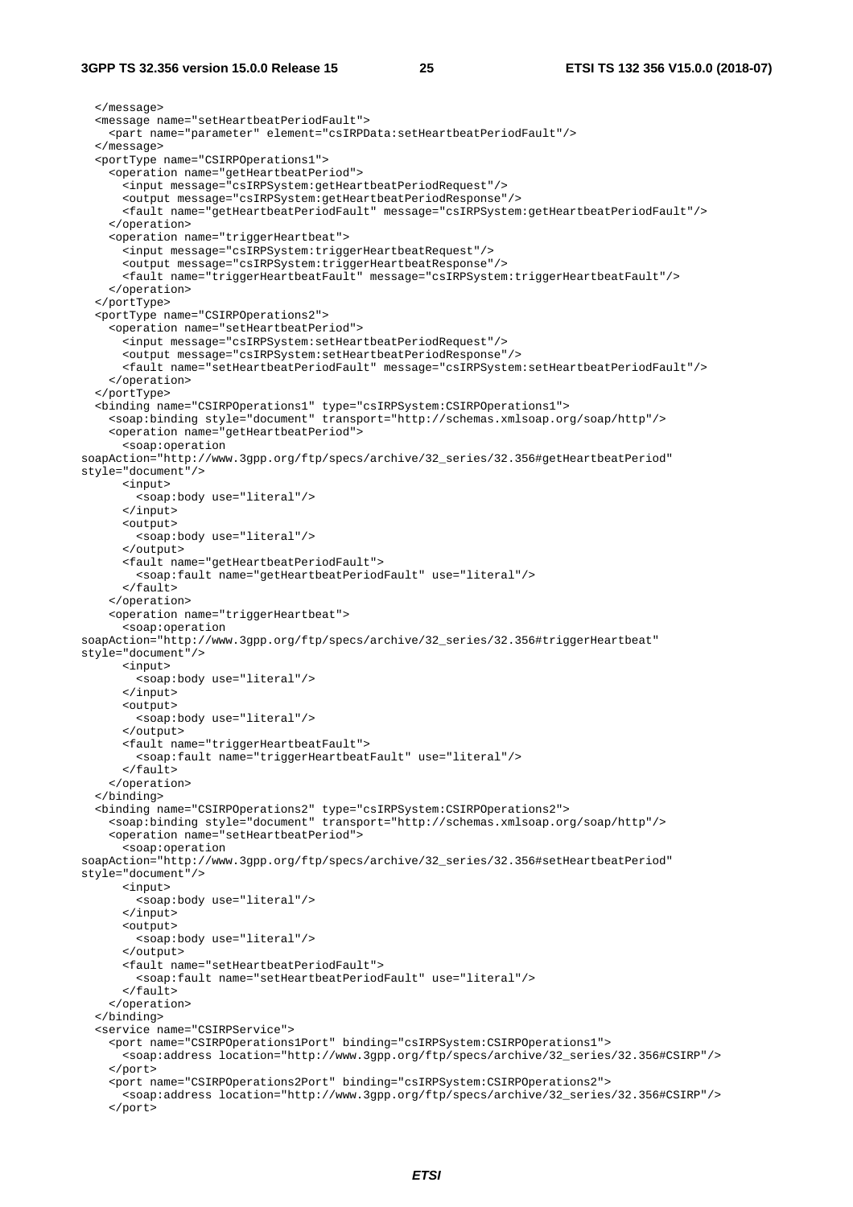```
  </message>
  <message name="setHeartbeatPeriodFault">
    <part name="parameter" element="csIRPData:setHeartbeatPeriodFault"/>
  </message>
  <portType name="CSIRPOperations1">
    <operation name="getHeartbeatPeriod">
      <input message="csIRPSystem:getHeartbeatPeriodRequest"/>
      <output message="csIRPSystem:getHeartbeatPeriodResponse"/>
      <fault name="getHeartbeatPeriodFault" message="csIRPSystem:getHeartbeatPeriodFault"/>
    </operation>
    <operation name="triggerHeartbeat">
      <input message="csIRPSystem:triggerHeartbeatRequest"/>
      <output message="csIRPSystem:triggerHeartbeatResponse"/>
      <fault name="triggerHeartbeatFault" message="csIRPSystem:triggerHeartbeatFault"/>
    </operation>
  </portType>
  <portType name="CSIRPOperations2">
    <operation name="setHeartbeatPeriod">
      <input message="csIRPSystem:setHeartbeatPeriodRequest"/>
      <output message="csIRPSystem:setHeartbeatPeriodResponse"/>
      <fault name="setHeartbeatPeriodFault" message="csIRPSystem:setHeartbeatPeriodFault"/>
    </operation>
  </portType>
  <binding name="CSIRPOperations1" type="csIRPSystem:CSIRPOperations1">
    <soap:binding style="document" transport="http://schemas.xmlsoap.org/soap/http"/>
    <operation name="getHeartbeatPeriod">
      <soap:operation
soapAction="http://www.3gpp.org/ftp/specs/archive/32_series/32.356#getHeartbeatPeriod"
style="document"/>
      <input>
        <soap:body use="literal"/>
      </input>
      <output>
        <soap:body use="literal"/>
      </output>
      <fault name="getHeartbeatPeriodFault">
        <soap:fault name="getHeartbeatPeriodFault" use="literal"/>
      </fault>
    </operation>
    <operation name="triggerHeartbeat">
      <soap:operation
soapAction="http://www.3gpp.org/ftp/specs/archive/32_series/32.356#triggerHeartbeat"
style="document"/>
      <input>
        <soap:body use="literal"/>
      </input>
      <output>
        <soap:body use="literal"/>
      </output>
      <fault name="triggerHeartbeatFault">
        <soap:fault name="triggerHeartbeatFault" use="literal"/>
      </fault>
    </operation>
  </binding>
  <binding name="CSIRPOperations2" type="csIRPSystem:CSIRPOperations2">
    <soap:binding style="document" transport="http://schemas.xmlsoap.org/soap/http"/>
    <operation name="setHeartbeatPeriod">
      <soap:operation
soapAction="http://www.3gpp.org/ftp/specs/archive/32_series/32.356#setHeartbeatPeriod"
style="document"/>
      <input>
        <soap:body use="literal"/>
      </input>
      <output>
        <soap:body use="literal"/>
      </output>
      <fault name="setHeartbeatPeriodFault">
        <soap:fault name="setHeartbeatPeriodFault" use="literal"/>
      </fault>
    </operation>
  </binding>
  <service name="CSIRPService">
    <port name="CSIRPOperations1Port" binding="csIRPSystem:CSIRPOperations1">
      <soap:address location="http://www.3gpp.org/ftp/specs/archive/32_series/32.356#CSIRP"/>
    </port>
    <port name="CSIRPOperations2Port" binding="csIRPSystem:CSIRPOperations2">
      <soap:address location="http://www.3gpp.org/ftp/specs/archive/32_series/32.356#CSIRP"/>
    </port>
```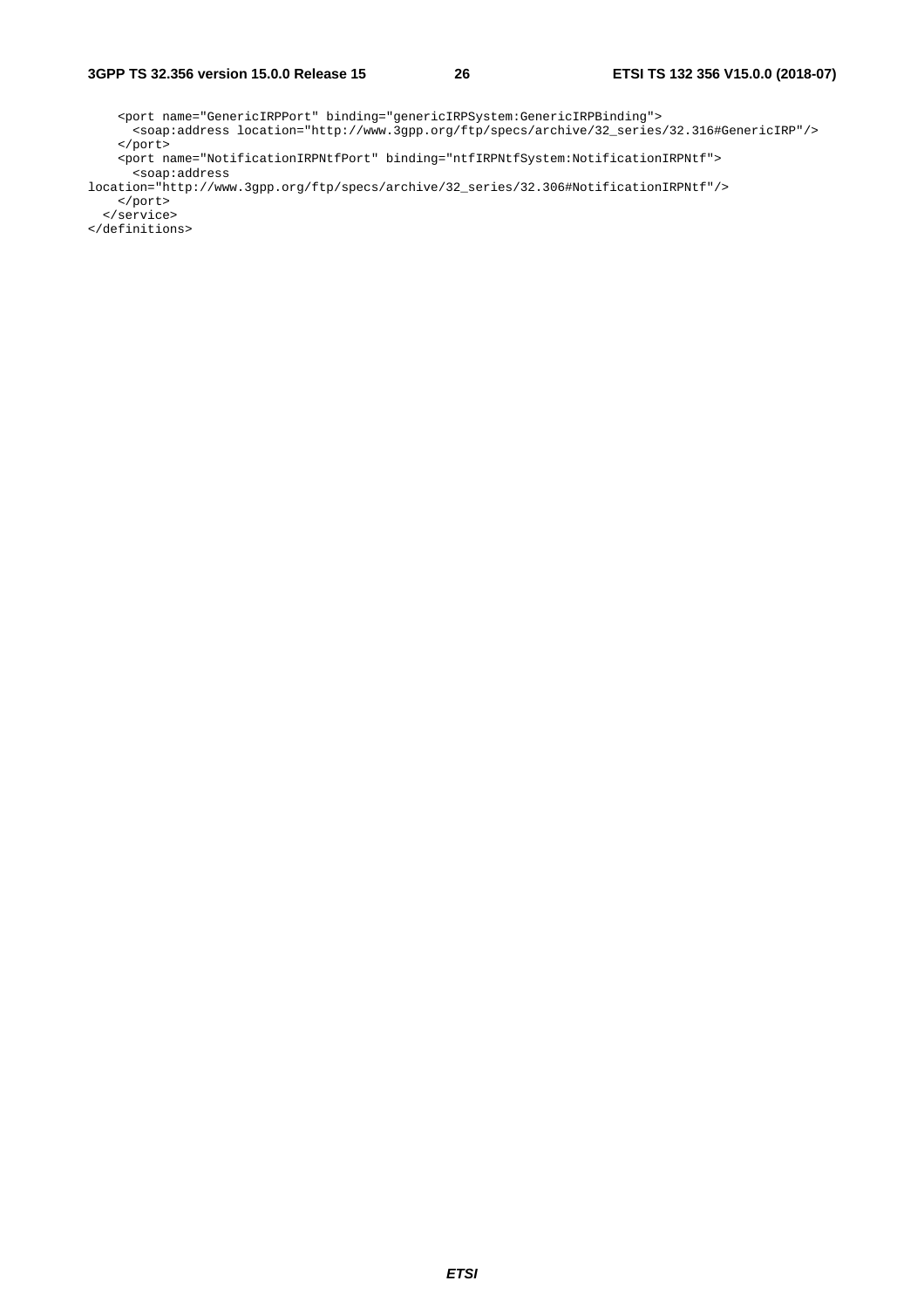```
    <port name="GenericIRPPort" binding="genericIRPSystem:GenericIRPBinding">
      <soap:address location="http://www.3gpp.org/ftp/specs/archive/32_series/32.316#GenericIRP"/>
    </port>
    <port name="NotificationIRPNtfPort" binding="ntfIRPNtfSystem:NotificationIRPNtf">
      <soap:address
location="http://www.3gpp.org/ftp/specs/archive/32_series/32.306#NotificationIRPNtf"/>
    </port>
  </service>
</definitions>
```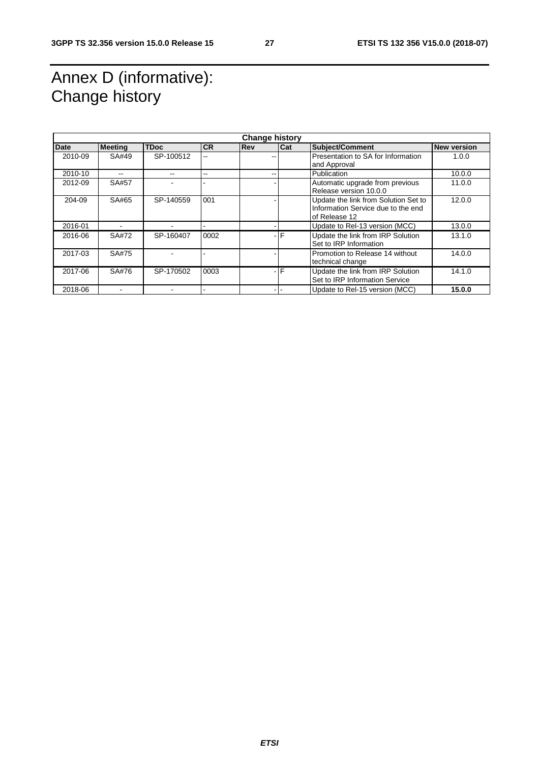# Annex D (informative): Change history

| Change history | | | | | | | |
|---|---|---|---|---|---|---|---|
| **Date** | **Meeting** | **TDoc** | **CR** | **Rev** | **Cat** | **Subject/Comment** | **New version** |
| 2010-09 | SA#49 | SP-100512 | -- | -- | | Presentation to SA for Information and Approval | 1.0.0 |
| 2010-10 | -- | -- | -- | -- | | Publication | 10.0.0 |
| 2012-09 | SA#57 | - | - | - | | Automatic upgrade from previous Release version 10.0.0 | 11.0.0 |
| 204-09 | SA#65 | SP-140559 | 001 | - | | Update the link from Solution Set to Information Service due to the end of Release 12 | 12.0.0 |
| 2016-01 | - | - | - | - | | Update to Rel-13 version (MCC) | 13.0.0 |
| 2016-06 | SA#72 | SP-160407 | 0002 | - | F | Update the link from IRP Solution Set to IRP Information | 13.1.0 |
| 2017-03 | SA#75 | - | - | - | | Promotion to Release 14 without technical change | 14.0.0 |
| 2017-06 | SA#76 | SP-170502 | 0003 | - | F | Update the link from IRP Solution Set to IRP Information Service | 14.1.0 |
| 2018-06 | - | - | - | - | - | Update to Rel-15 version (MCC) | **15.0.0** |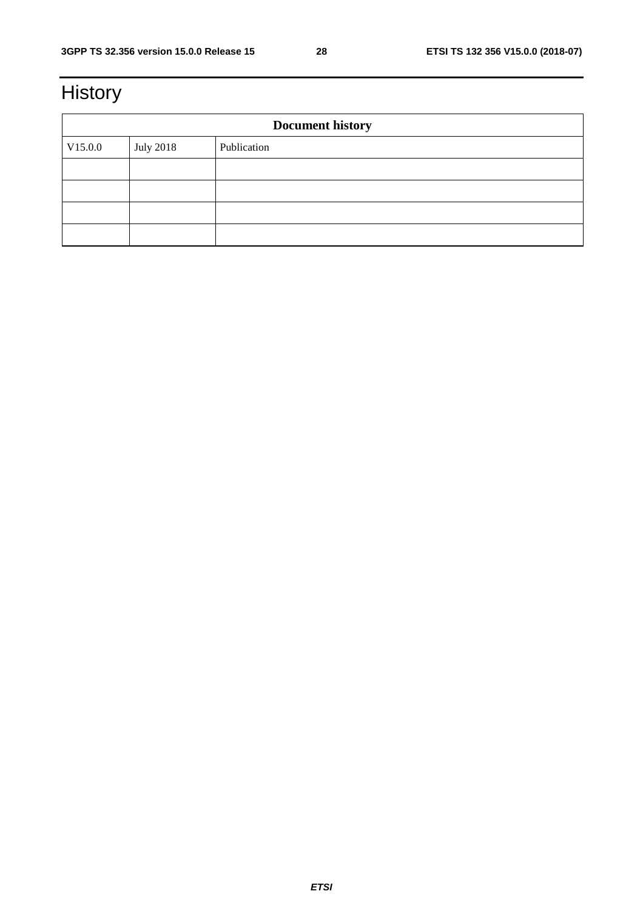# History

| Document history | | |
|---|---|---|
| V15.0.0 | July 2018 | Publication |
| | | |
| | | |
| | | |
| | | |